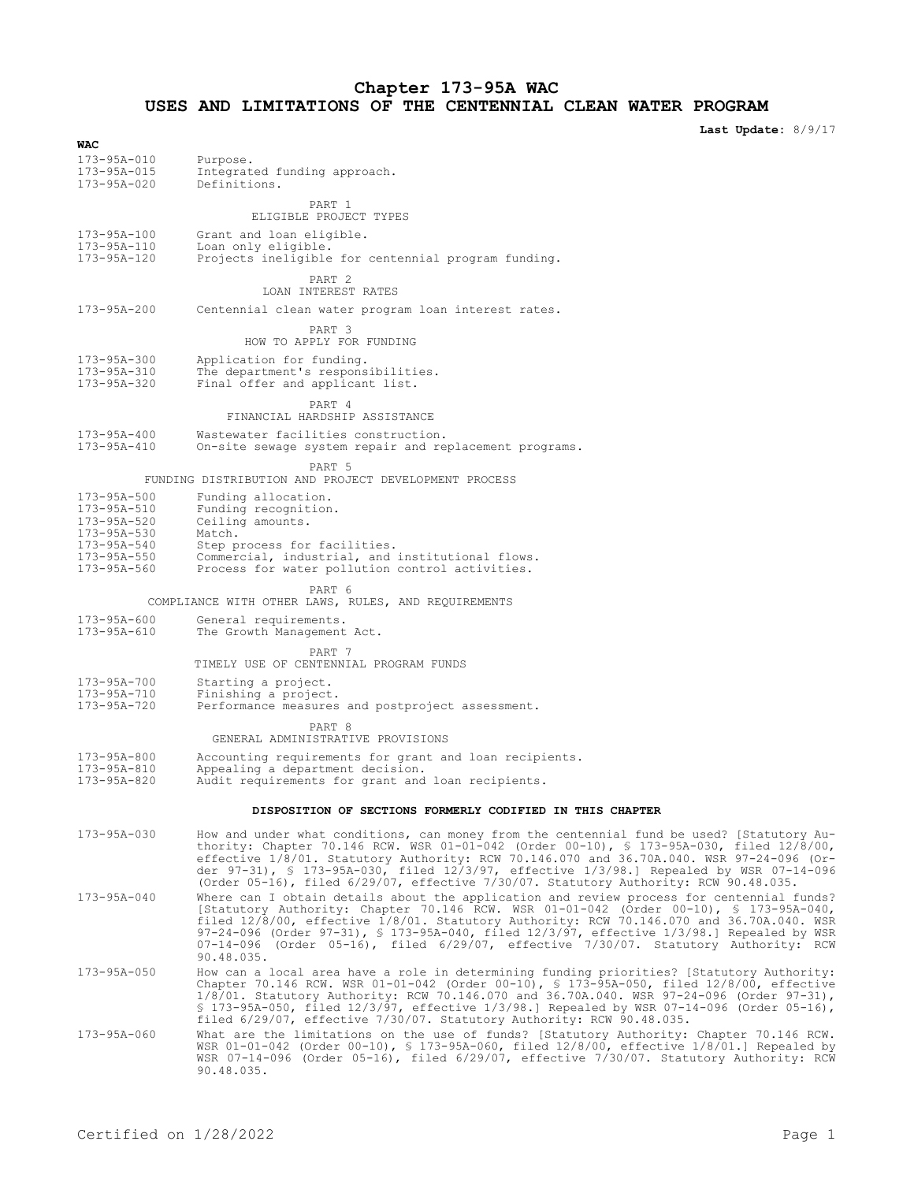# Chapter 173-95A WAC
# USES AND LIMITATIONS OF THE CENTENNIAL CLEAN WATER PROGRAM

**Last Update:** 8/9/17

| WAC | |
|---|---|
| 173-95A-010 | Purpose. |
| 173-95A-015 | Integrated funding approach. |
| 173-95A-020 | Definitions. |

PART 1
ELIGIBLE PROJECT TYPES

| | |
|---|---|
| 173-95A-100 | Grant and loan eligible. |
| 173-95A-110 | Loan only eligible. |
| 173-95A-120 | Projects ineligible for centennial program funding. |

PART 2
LOAN INTEREST RATES

| | |
|---|---|
| 173-95A-200 | Centennial clean water program loan interest rates. |

PART 3
HOW TO APPLY FOR FUNDING

| | |
|---|---|
| 173-95A-300 | Application for funding. |
| 173-95A-310 | The department's responsibilities. |
| 173-95A-320 | Final offer and applicant list. |

PART 4
FINANCIAL HARDSHIP ASSISTANCE

| | |
|---|---|
| 173-95A-400 | Wastewater facilities construction. |
| 173-95A-410 | On-site sewage system repair and replacement programs. |

PART 5
FUNDING DISTRIBUTION AND PROJECT DEVELOPMENT PROCESS

| | |
|---|---|
| 173-95A-500 | Funding allocation. |
| 173-95A-510 | Funding recognition. |
| 173-95A-520 | Ceiling amounts. |
| 173-95A-530 | Match. |
| 173-95A-540 | Step process for facilities. |
| 173-95A-550 | Commercial, industrial, and institutional flows. |
| 173-95A-560 | Process for water pollution control activities. |

PART 6
COMPLIANCE WITH OTHER LAWS, RULES, AND REQUIREMENTS

| | |
|---|---|
| 173-95A-600 | General requirements. |
| 173-95A-610 | The Growth Management Act. |

PART 7
TIMELY USE OF CENTENNIAL PROGRAM FUNDS

| | |
|---|---|
| 173-95A-700 | Starting a project. |
| 173-95A-710 | Finishing a project. |
| 173-95A-720 | Performance measures and postproject assessment. |

PART 8
GENERAL ADMINISTRATIVE PROVISIONS

| | |
|---|---|
| 173-95A-800 | Accounting requirements for grant and loan recipients. |
| 173-95A-810 | Appealing a department decision. |
| 173-95A-820 | Audit requirements for grant and loan recipients. |

**DISPOSITION OF SECTIONS FORMERLY CODIFIED IN THIS CHAPTER**

| | |
|---|---|
| 173-95A-030 | How and under what conditions, can money from the centennial fund be used? [Statutory Authority: Chapter 70.146 RCW. WSR 01-01-042 (Order 00-10), § 173-95A-030, filed 12/8/00, effective 1/8/01. Statutory Authority: RCW 70.146.070 and 36.70A.040. WSR 97-24-096 (Order 97-31), § 173-95A-030, filed 12/3/97, effective 1/3/98.] Repealed by WSR 07-14-096 (Order 05-16), filed 6/29/07, effective 7/30/07. Statutory Authority: RCW 90.48.035. |
| 173-95A-040 | Where can I obtain details about the application and review process for centennial funds? [Statutory Authority: Chapter 70.146 RCW. WSR 01-01-042 (Order 00-10), § 173-95A-040, filed 12/8/00, effective 1/8/01. Statutory Authority: RCW 70.146.070 and 36.70A.040. WSR 97-24-096 (Order 97-31), § 173-95A-040, filed 12/3/97, effective 1/3/98.] Repealed by WSR 07-14-096 (Order 05-16), filed 6/29/07, effective 7/30/07. Statutory Authority: RCW 90.48.035. |
| 173-95A-050 | How can a local area have a role in determining funding priorities? [Statutory Authority: Chapter 70.146 RCW. WSR 01-01-042 (Order 00-10), § 173-95A-050, filed 12/8/00, effective 1/8/01. Statutory Authority: RCW 70.146.070 and 36.70A.040. WSR 97-24-096 (Order 97-31), § 173-95A-050, filed 12/3/97, effective 1/3/98.] Repealed by WSR 07-14-096 (Order 05-16), filed 6/29/07, effective 7/30/07. Statutory Authority: RCW 90.48.035. |
| 173-95A-060 | What are the limitations on the use of funds? [Statutory Authority: Chapter 70.146 RCW. WSR 01-01-042 (Order 00-10), § 173-95A-060, filed 12/8/00, effective 1/8/01.] Repealed by WSR 07-14-096 (Order 05-16), filed 6/29/07, effective 7/30/07. Statutory Authority: RCW 90.48.035. |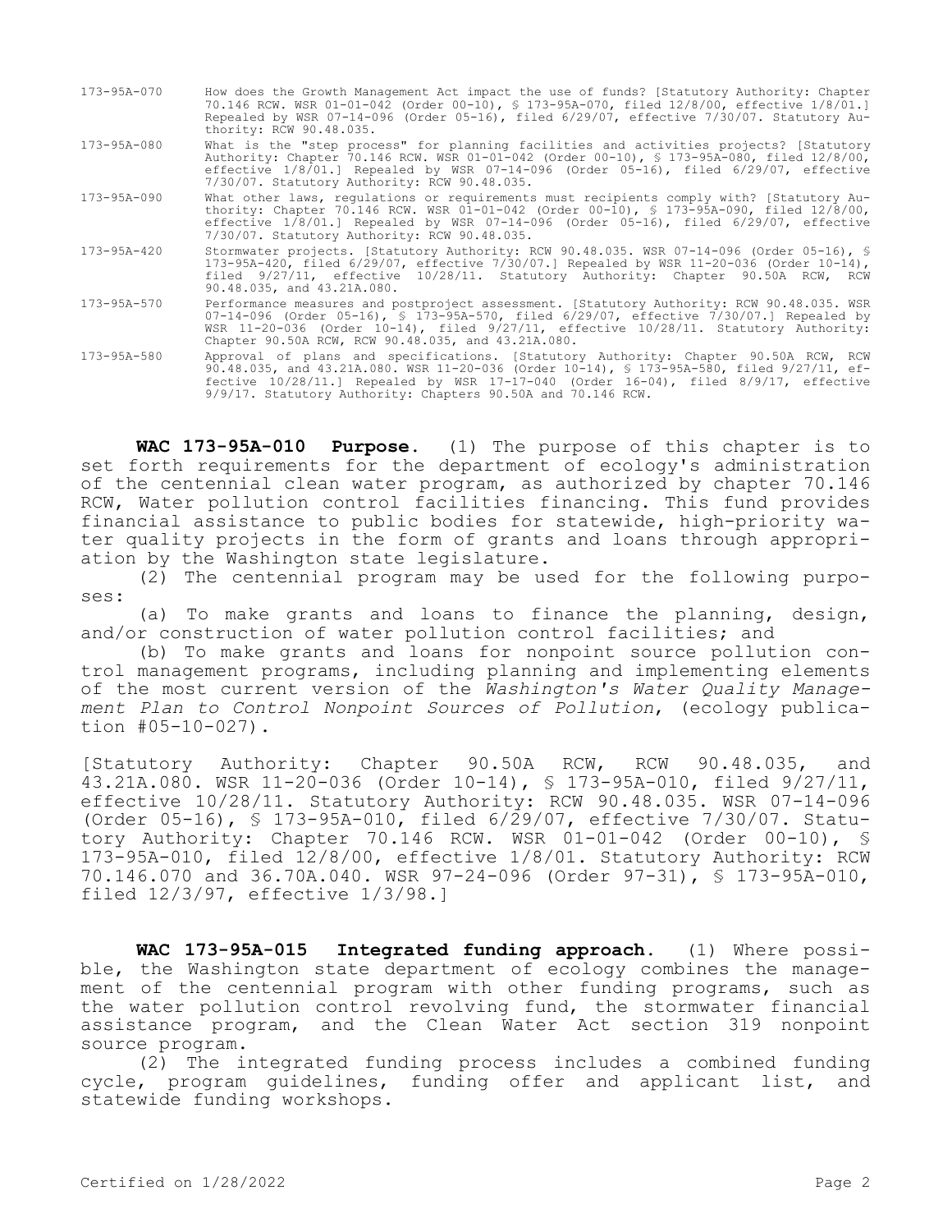| | |
|---|---|
| 173-95A-070 | How does the Growth Management Act impact the use of funds? [Statutory Authority: Chapter 70.146 RCW. WSR 01-01-042 (Order 00-10), § 173-95A-070, filed 12/8/00, effective 1/8/01.] Repealed by WSR 07-14-096 (Order 05-16), filed 6/29/07, effective 7/30/07. Statutory Authority: RCW 90.48.035. |
| 173-95A-080 | What is the "step process" for planning facilities and activities projects? [Statutory Authority: Chapter 70.146 RCW. WSR 01-01-042 (Order 00-10), § 173-95A-080, filed 12/8/00, effective 1/8/01.] Repealed by WSR 07-14-096 (Order 05-16), filed 6/29/07, effective 7/30/07. Statutory Authority: RCW 90.48.035. |
| 173-95A-090 | What other laws, regulations or requirements must recipients comply with? [Statutory Authority: Chapter 70.146 RCW. WSR 01-01-042 (Order 00-10), § 173-95A-090, filed 12/8/00, effective 1/8/01.] Repealed by WSR 07-14-096 (Order 05-16), filed 6/29/07, effective 7/30/07. Statutory Authority: RCW 90.48.035. |
| 173-95A-420 | Stormwater projects. [Statutory Authority: RCW 90.48.035. WSR 07-14-096 (Order 05-16), § 173-95A-420, filed 6/29/07, effective 7/30/07.] Repealed by WSR 11-20-036 (Order 10-14), filed 9/27/11, effective 10/28/11. Statutory Authority: Chapter 90.50A RCW, RCW 90.48.035, and 43.21A.080. |
| 173-95A-570 | Performance measures and postproject assessment. [Statutory Authority: RCW 90.48.035. WSR 07-14-096 (Order 05-16), § 173-95A-570, filed 6/29/07, effective 7/30/07.] Repealed by WSR 11-20-036 (Order 10-14), filed 9/27/11, effective 10/28/11. Statutory Authority: Chapter 90.50A RCW, RCW 90.48.035, and 43.21A.080. |
| 173-95A-580 | Approval of plans and specifications. [Statutory Authority: Chapter 90.50A RCW, RCW 90.48.035, and 43.21A.080. WSR 11-20-036 (Order 10-14), § 173-95A-580, filed 9/27/11, effective 10/28/11.] Repealed by WSR 17-17-040 (Order 16-04), filed 8/9/17, effective 9/9/17. Statutory Authority: Chapters 90.50A and 70.146 RCW. |

**WAC 173-95A-010 Purpose.** (1) The purpose of this chapter is to set forth requirements for the department of ecology's administration of the centennial clean water program, as authorized by chapter 70.146 RCW, Water pollution control facilities financing. This fund provides financial assistance to public bodies for statewide, high-priority water quality projects in the form of grants and loans through appropriation by the Washington state legislature.

(2) The centennial program may be used for the following purposes:

(a) To make grants and loans to finance the planning, design, and/or construction of water pollution control facilities; and

(b) To make grants and loans for nonpoint source pollution control management programs, including planning and implementing elements of the most current version of the *Washington's Water Quality Management Plan to Control Nonpoint Sources of Pollution*, (ecology publication #05-10-027).

[Statutory Authority: Chapter 90.50A RCW, RCW 90.48.035, and 43.21A.080. WSR 11-20-036 (Order 10-14), § 173-95A-010, filed 9/27/11, effective 10/28/11. Statutory Authority: RCW 90.48.035. WSR 07-14-096 (Order 05-16), § 173-95A-010, filed 6/29/07, effective 7/30/07. Statutory Authority: Chapter 70.146 RCW. WSR 01-01-042 (Order 00-10), § 173-95A-010, filed 12/8/00, effective 1/8/01. Statutory Authority: RCW 70.146.070 and 36.70A.040. WSR 97-24-096 (Order 97-31), § 173-95A-010, filed 12/3/97, effective 1/3/98.]

**WAC 173-95A-015 Integrated funding approach.** (1) Where possible, the Washington state department of ecology combines the management of the centennial program with other funding programs, such as the water pollution control revolving fund, the stormwater financial assistance program, and the Clean Water Act section 319 nonpoint source program.

(2) The integrated funding process includes a combined funding cycle, program guidelines, funding offer and applicant list, and statewide funding workshops.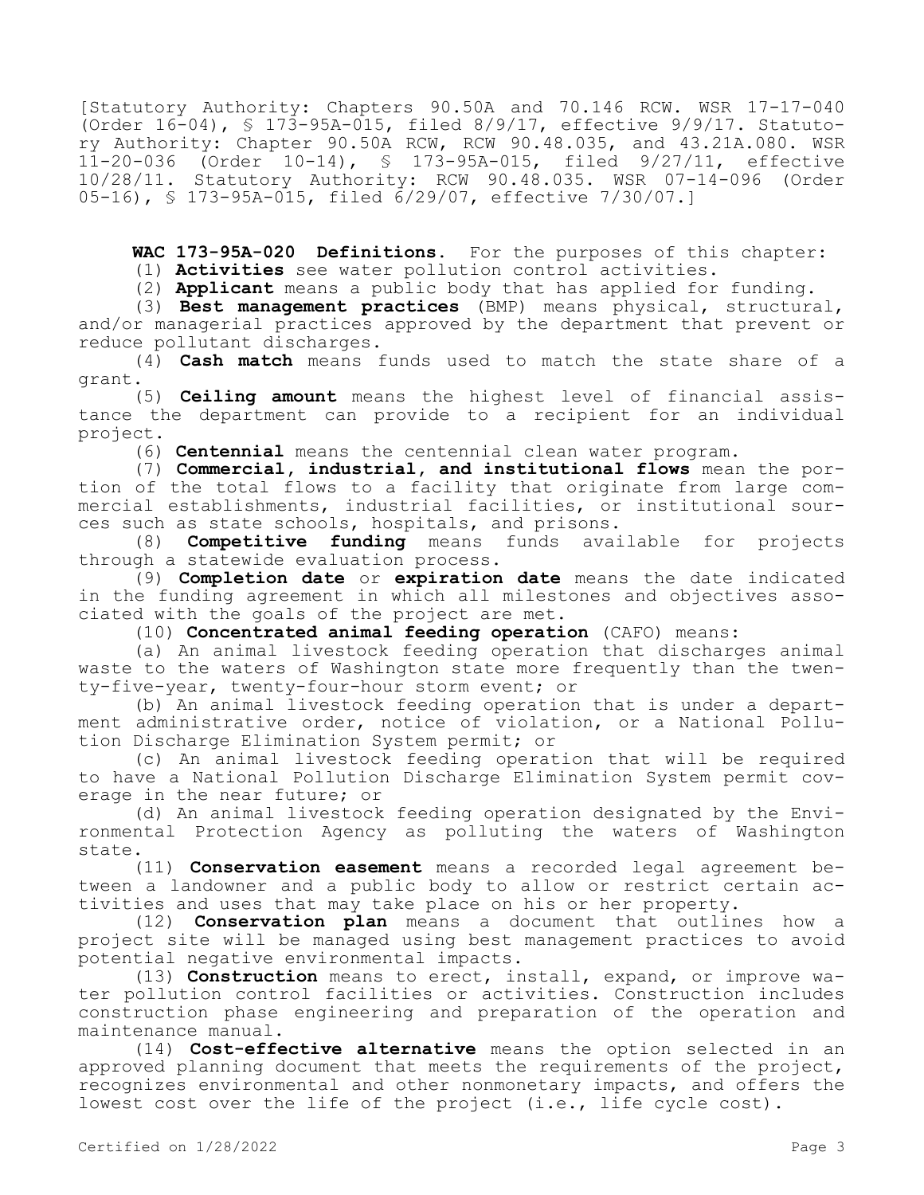[Statutory Authority: Chapters 90.50A and 70.146 RCW. WSR 17-17-040 (Order 16-04), § 173-95A-015, filed 8/9/17, effective 9/9/17. Statutory Authority: Chapter 90.50A RCW, RCW 90.48.035, and 43.21A.080. WSR 11-20-036 (Order 10-14), § 173-95A-015, filed 9/27/11, effective 10/28/11. Statutory Authority: RCW 90.48.035. WSR 07-14-096 (Order 05-16), § 173-95A-015, filed 6/29/07, effective 7/30/07.]

**WAC 173-95A-020 Definitions.** For the purposes of this chapter:

(1) **Activities** see water pollution control activities.

(2) **Applicant** means a public body that has applied for funding.

(3) **Best management practices** (BMP) means physical, structural, and/or managerial practices approved by the department that prevent or reduce pollutant discharges.

(4) **Cash match** means funds used to match the state share of a grant.

(5) **Ceiling amount** means the highest level of financial assistance the department can provide to a recipient for an individual project.

(6) **Centennial** means the centennial clean water program.

(7) **Commercial, industrial, and institutional flows** mean the portion of the total flows to a facility that originate from large commercial establishments, industrial facilities, or institutional sources such as state schools, hospitals, and prisons.

(8) **Competitive funding** means funds available for projects through a statewide evaluation process.

(9) **Completion date** or **expiration date** means the date indicated in the funding agreement in which all milestones and objectives associated with the goals of the project are met.

(10) **Concentrated animal feeding operation** (CAFO) means:

(a) An animal livestock feeding operation that discharges animal waste to the waters of Washington state more frequently than the twenty-five-year, twenty-four-hour storm event; or

(b) An animal livestock feeding operation that is under a department administrative order, notice of violation, or a National Pollution Discharge Elimination System permit; or

(c) An animal livestock feeding operation that will be required to have a National Pollution Discharge Elimination System permit coverage in the near future; or

(d) An animal livestock feeding operation designated by the Environmental Protection Agency as polluting the waters of Washington state.

(11) **Conservation easement** means a recorded legal agreement between a landowner and a public body to allow or restrict certain activities and uses that may take place on his or her property.

(12) **Conservation plan** means a document that outlines how a project site will be managed using best management practices to avoid potential negative environmental impacts.

(13) **Construction** means to erect, install, expand, or improve water pollution control facilities or activities. Construction includes construction phase engineering and preparation of the operation and maintenance manual.

(14) **Cost-effective alternative** means the option selected in an approved planning document that meets the requirements of the project, recognizes environmental and other nonmonetary impacts, and offers the lowest cost over the life of the project (i.e., life cycle cost).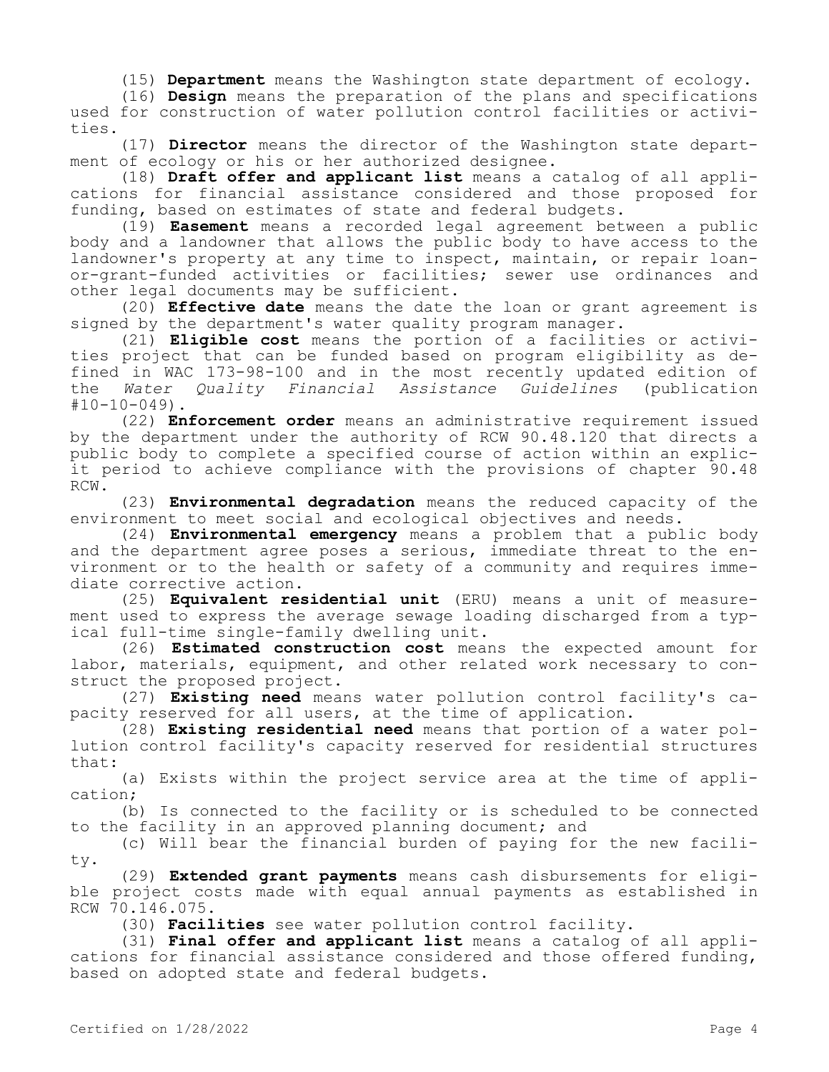(15) **Department** means the Washington state department of ecology.

(16) **Design** means the preparation of the plans and specifications used for construction of water pollution control facilities or activities.

(17) **Director** means the director of the Washington state department of ecology or his or her authorized designee.

(18) **Draft offer and applicant list** means a catalog of all applications for financial assistance considered and those proposed for funding, based on estimates of state and federal budgets.

(19) **Easement** means a recorded legal agreement between a public body and a landowner that allows the public body to have access to the landowner's property at any time to inspect, maintain, or repair loan-or-grant-funded activities or facilities; sewer use ordinances and other legal documents may be sufficient.

(20) **Effective date** means the date the loan or grant agreement is signed by the department's water quality program manager.

(21) **Eligible cost** means the portion of a facilities or activities project that can be funded based on program eligibility as defined in WAC 173-98-100 and in the most recently updated edition of the *Water Quality Financial Assistance Guidelines* (publication #10-10-049).

(22) **Enforcement order** means an administrative requirement issued by the department under the authority of RCW 90.48.120 that directs a public body to complete a specified course of action within an explicit period to achieve compliance with the provisions of chapter 90.48 RCW.

(23) **Environmental degradation** means the reduced capacity of the environment to meet social and ecological objectives and needs.

(24) **Environmental emergency** means a problem that a public body and the department agree poses a serious, immediate threat to the environment or to the health or safety of a community and requires immediate corrective action.

(25) **Equivalent residential unit** (ERU) means a unit of measurement used to express the average sewage loading discharged from a typical full-time single-family dwelling unit.

(26) **Estimated construction cost** means the expected amount for labor, materials, equipment, and other related work necessary to construct the proposed project.

(27) **Existing need** means water pollution control facility's capacity reserved for all users, at the time of application.

(28) **Existing residential need** means that portion of a water pollution control facility's capacity reserved for residential structures that:

(a) Exists within the project service area at the time of application;

(b) Is connected to the facility or is scheduled to be connected to the facility in an approved planning document; and

(c) Will bear the financial burden of paying for the new facility.

(29) **Extended grant payments** means cash disbursements for eligible project costs made with equal annual payments as established in RCW 70.146.075.

(30) **Facilities** see water pollution control facility.

(31) **Final offer and applicant list** means a catalog of all applications for financial assistance considered and those offered funding, based on adopted state and federal budgets.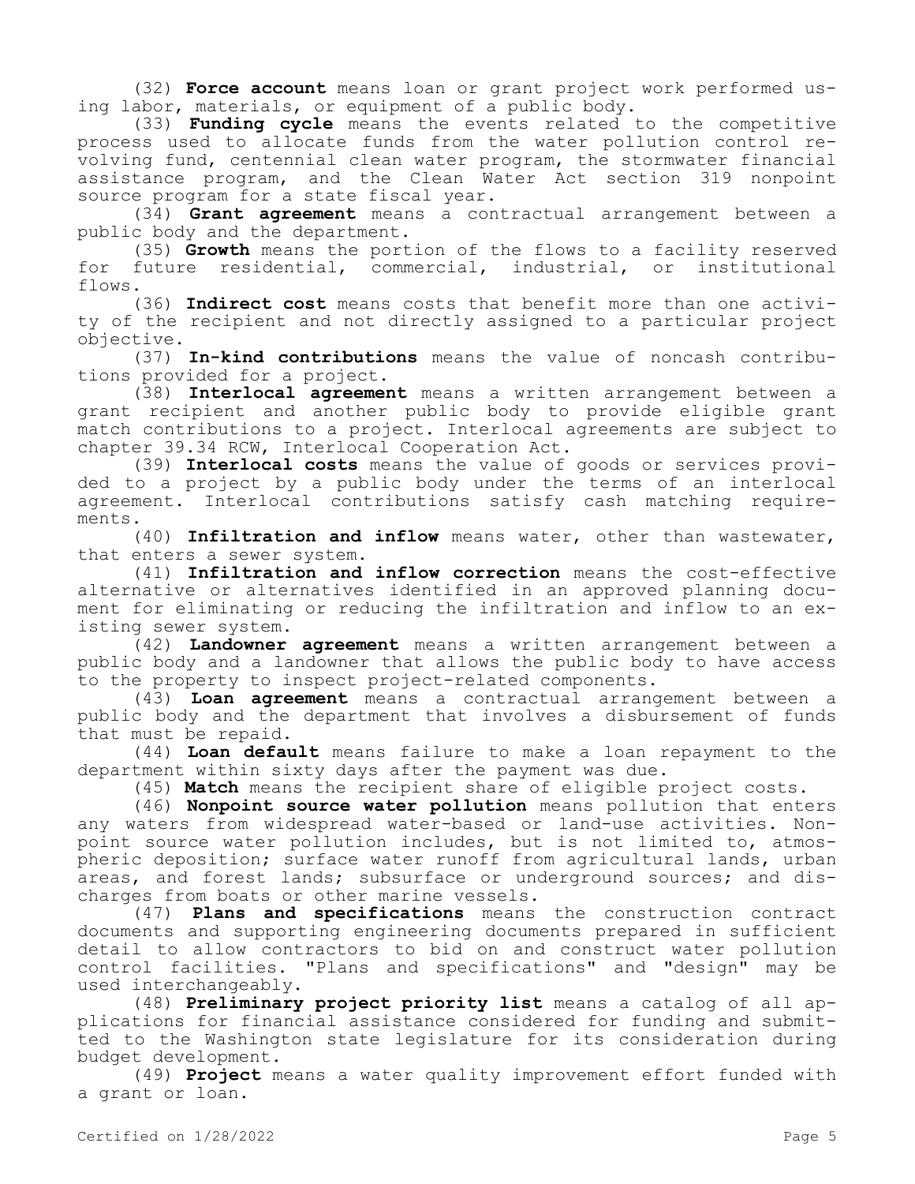(32) **Force account** means loan or grant project work performed using labor, materials, or equipment of a public body.

(33) **Funding cycle** means the events related to the competitive process used to allocate funds from the water pollution control revolving fund, centennial clean water program, the stormwater financial assistance program, and the Clean Water Act section 319 nonpoint source program for a state fiscal year.

(34) **Grant agreement** means a contractual arrangement between a public body and the department.

(35) **Growth** means the portion of the flows to a facility reserved for future residential, commercial, industrial, or institutional flows.

(36) **Indirect cost** means costs that benefit more than one activity of the recipient and not directly assigned to a particular project objective.

(37) **In-kind contributions** means the value of noncash contributions provided for a project.

(38) **Interlocal agreement** means a written arrangement between a grant recipient and another public body to provide eligible grant match contributions to a project. Interlocal agreements are subject to chapter 39.34 RCW, Interlocal Cooperation Act.

(39) **Interlocal costs** means the value of goods or services provided to a project by a public body under the terms of an interlocal agreement. Interlocal contributions satisfy cash matching requirements.

(40) **Infiltration and inflow** means water, other than wastewater, that enters a sewer system.

(41) **Infiltration and inflow correction** means the cost-effective alternative or alternatives identified in an approved planning document for eliminating or reducing the infiltration and inflow to an existing sewer system.

(42) **Landowner agreement** means a written arrangement between a public body and a landowner that allows the public body to have access to the property to inspect project-related components.

(43) **Loan agreement** means a contractual arrangement between a public body and the department that involves a disbursement of funds that must be repaid.

(44) **Loan default** means failure to make a loan repayment to the department within sixty days after the payment was due.

(45) **Match** means the recipient share of eligible project costs.

(46) **Nonpoint source water pollution** means pollution that enters any waters from widespread water-based or land-use activities. Nonpoint source water pollution includes, but is not limited to, atmospheric deposition; surface water runoff from agricultural lands, urban areas, and forest lands; subsurface or underground sources; and discharges from boats or other marine vessels.

(47) **Plans and specifications** means the construction contract documents and supporting engineering documents prepared in sufficient detail to allow contractors to bid on and construct water pollution control facilities. "Plans and specifications" and "design" may be used interchangeably.

(48) **Preliminary project priority list** means a catalog of all applications for financial assistance considered for funding and submitted to the Washington state legislature for its consideration during budget development.

(49) **Project** means a water quality improvement effort funded with a grant or loan.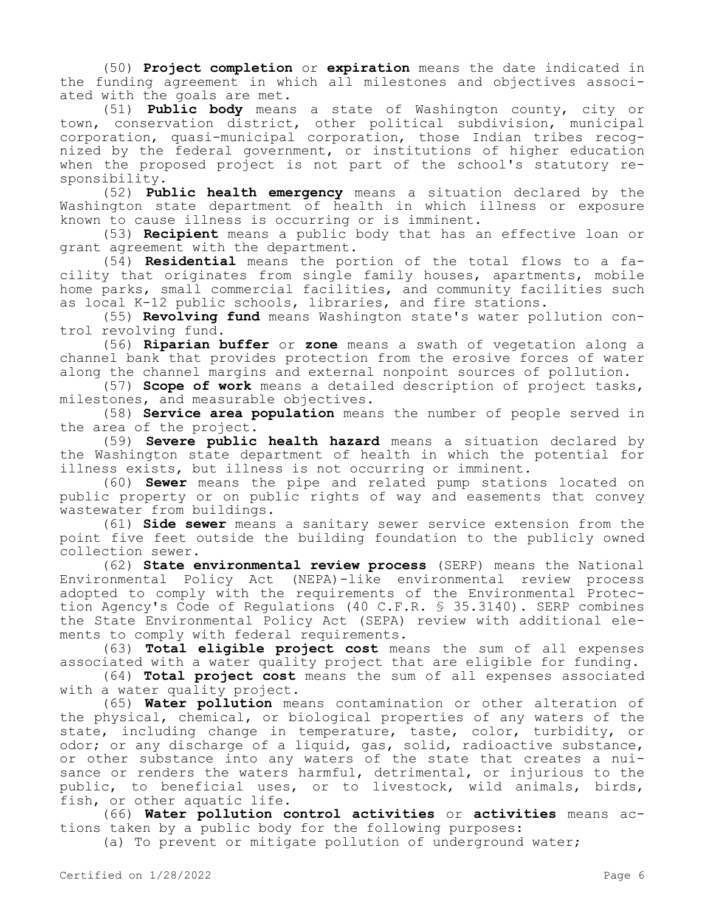(50) **Project completion** or **expiration** means the date indicated in the funding agreement in which all milestones and objectives associated with the goals are met.

(51) **Public body** means a state of Washington county, city or town, conservation district, other political subdivision, municipal corporation, quasi-municipal corporation, those Indian tribes recognized by the federal government, or institutions of higher education when the proposed project is not part of the school's statutory responsibility.

(52) **Public health emergency** means a situation declared by the Washington state department of health in which illness or exposure known to cause illness is occurring or is imminent.

(53) **Recipient** means a public body that has an effective loan or grant agreement with the department.

(54) **Residential** means the portion of the total flows to a facility that originates from single family houses, apartments, mobile home parks, small commercial facilities, and community facilities such as local K-12 public schools, libraries, and fire stations.

(55) **Revolving fund** means Washington state's water pollution control revolving fund.

(56) **Riparian buffer** or **zone** means a swath of vegetation along a channel bank that provides protection from the erosive forces of water along the channel margins and external nonpoint sources of pollution.

(57) **Scope of work** means a detailed description of project tasks, milestones, and measurable objectives.

(58) **Service area population** means the number of people served in the area of the project.

(59) **Severe public health hazard** means a situation declared by the Washington state department of health in which the potential for illness exists, but illness is not occurring or imminent.

(60) **Sewer** means the pipe and related pump stations located on public property or on public rights of way and easements that convey wastewater from buildings.

(61) **Side sewer** means a sanitary sewer service extension from the point five feet outside the building foundation to the publicly owned collection sewer.

(62) **State environmental review process** (SERP) means the National Environmental Policy Act (NEPA)-like environmental review process adopted to comply with the requirements of the Environmental Protection Agency's Code of Regulations (40 C.F.R. § 35.3140). SERP combines the State Environmental Policy Act (SEPA) review with additional elements to comply with federal requirements.

(63) **Total eligible project cost** means the sum of all expenses associated with a water quality project that are eligible for funding.

(64) **Total project cost** means the sum of all expenses associated with a water quality project.

(65) **Water pollution** means contamination or other alteration of the physical, chemical, or biological properties of any waters of the state, including change in temperature, taste, color, turbidity, or odor; or any discharge of a liquid, gas, solid, radioactive substance, or other substance into any waters of the state that creates a nuisance or renders the waters harmful, detrimental, or injurious to the public, to beneficial uses, or to livestock, wild animals, birds, fish, or other aquatic life.

(66) **Water pollution control activities** or **activities** means actions taken by a public body for the following purposes:

(a) To prevent or mitigate pollution of underground water;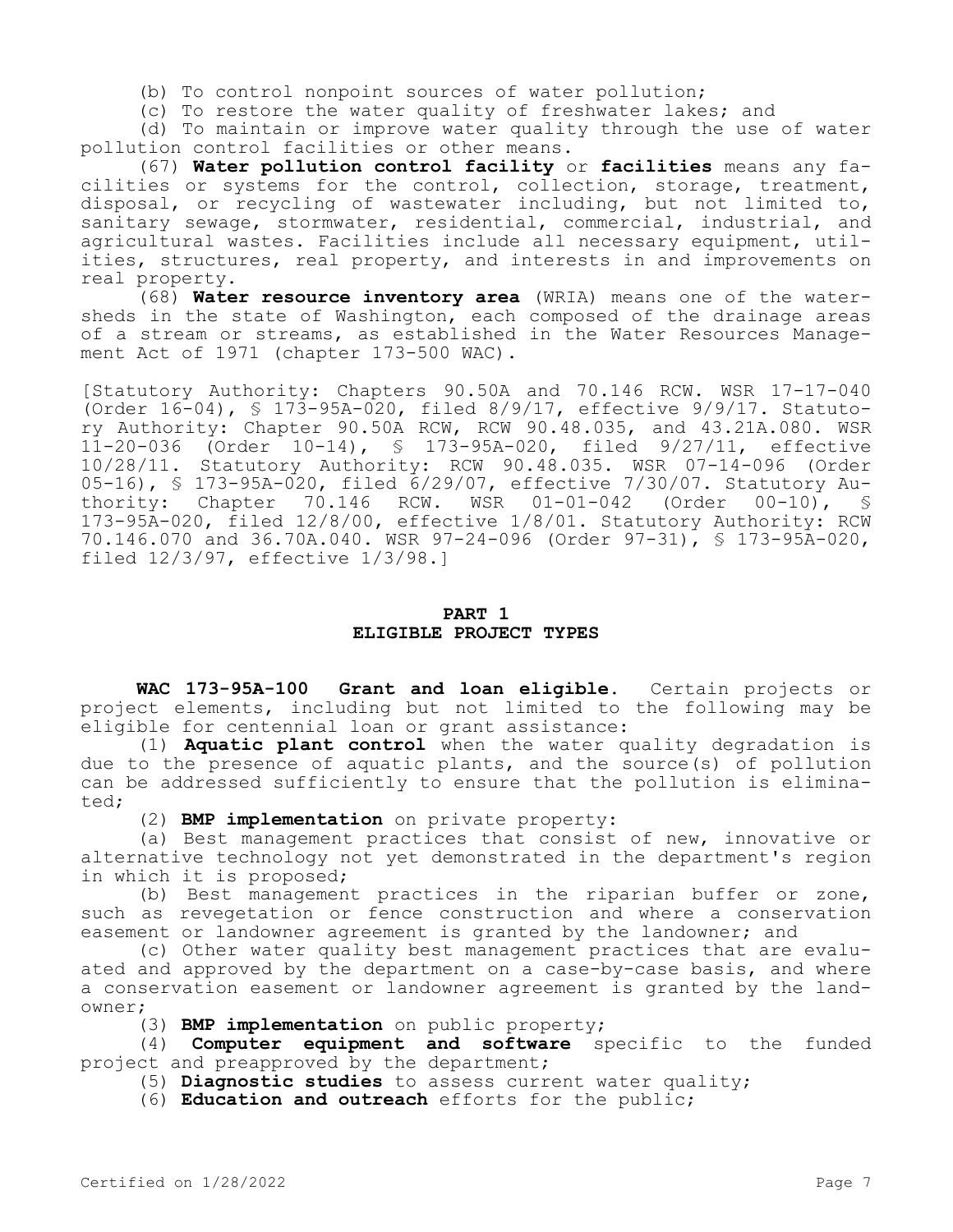(b) To control nonpoint sources of water pollution;

(c) To restore the water quality of freshwater lakes; and

(d) To maintain or improve water quality through the use of water pollution control facilities or other means.

(67) **Water pollution control facility** or **facilities** means any facilities or systems for the control, collection, storage, treatment, disposal, or recycling of wastewater including, but not limited to, sanitary sewage, stormwater, residential, commercial, industrial, and agricultural wastes. Facilities include all necessary equipment, utilities, structures, real property, and interests in and improvements on real property.

(68) **Water resource inventory area** (WRIA) means one of the watersheds in the state of Washington, each composed of the drainage areas of a stream or streams, as established in the Water Resources Management Act of 1971 (chapter 173-500 WAC).

[Statutory Authority: Chapters 90.50A and 70.146 RCW. WSR 17-17-040 (Order 16-04), § 173-95A-020, filed 8/9/17, effective 9/9/17. Statutory Authority: Chapter 90.50A RCW, RCW 90.48.035, and 43.21A.080. WSR 11-20-036 (Order 10-14), § 173-95A-020, filed 9/27/11, effective 10/28/11. Statutory Authority: RCW 90.48.035. WSR 07-14-096 (Order 05-16), § 173-95A-020, filed 6/29/07, effective 7/30/07. Statutory Authority: Chapter 70.146 RCW. WSR 01-01-042 (Order 00-10), § 173-95A-020, filed 12/8/00, effective 1/8/01. Statutory Authority: RCW 70.146.070 and 36.70A.040. WSR 97-24-096 (Order 97-31), § 173-95A-020, filed 12/3/97, effective 1/3/98.]

## PART 1
## ELIGIBLE PROJECT TYPES

**WAC 173-95A-100 Grant and loan eligible.** Certain projects or project elements, including but not limited to the following may be eligible for centennial loan or grant assistance:

(1) **Aquatic plant control** when the water quality degradation is due to the presence of aquatic plants, and the source(s) of pollution can be addressed sufficiently to ensure that the pollution is eliminated;

(2) **BMP implementation** on private property:

(a) Best management practices that consist of new, innovative or alternative technology not yet demonstrated in the department's region in which it is proposed;

(b) Best management practices in the riparian buffer or zone, such as revegetation or fence construction and where a conservation easement or landowner agreement is granted by the landowner; and

(c) Other water quality best management practices that are evaluated and approved by the department on a case-by-case basis, and where a conservation easement or landowner agreement is granted by the landowner;

(3) **BMP implementation** on public property;

(4) **Computer equipment and software** specific to the funded project and preapproved by the department;

(5) **Diagnostic studies** to assess current water quality;

(6) **Education and outreach** efforts for the public;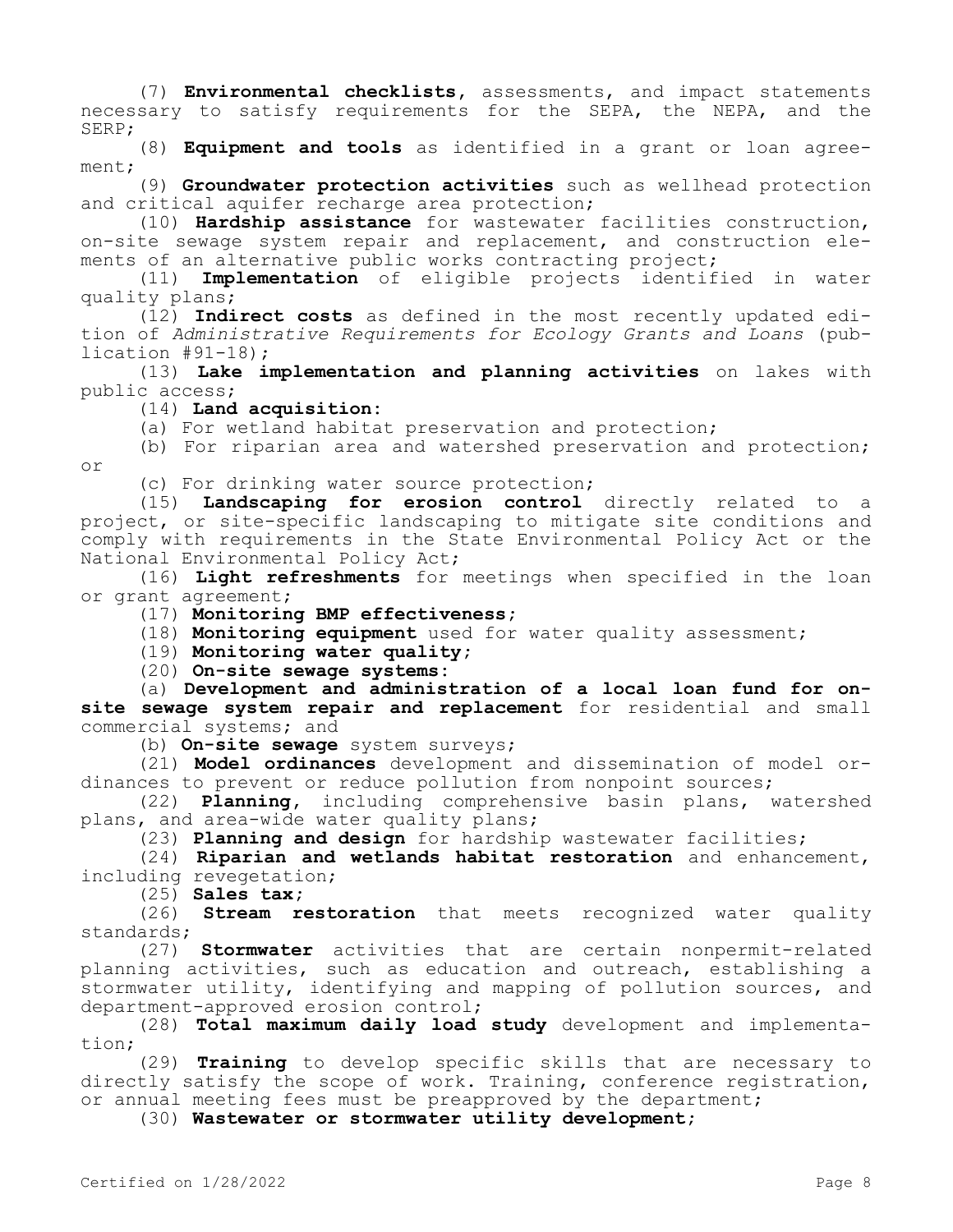(7) **Environmental checklists**, assessments, and impact statements necessary to satisfy requirements for the SEPA, the NEPA, and the SERP;

(8) **Equipment and tools** as identified in a grant or loan agreement;

(9) **Groundwater protection activities** such as wellhead protection and critical aquifer recharge area protection;

(10) **Hardship assistance** for wastewater facilities construction, on-site sewage system repair and replacement, and construction elements of an alternative public works contracting project;

(11) **Implementation** of eligible projects identified in water quality plans;

(12) **Indirect costs** as defined in the most recently updated edition of *Administrative Requirements for Ecology Grants and Loans* (publication #91-18);

(13) **Lake implementation and planning activities** on lakes with public access;

(14) **Land acquisition**:

(a) For wetland habitat preservation and protection;

(b) For riparian area and watershed preservation and protection; or

(c) For drinking water source protection;

(15) **Landscaping for erosion control** directly related to a project, or site-specific landscaping to mitigate site conditions and comply with requirements in the State Environmental Policy Act or the National Environmental Policy Act;

(16) **Light refreshments** for meetings when specified in the loan or grant agreement;

(17) **Monitoring BMP effectiveness**;

(18) **Monitoring equipment** used for water quality assessment;

(19) **Monitoring water quality**;

(20) **On-site sewage systems**:

(a) **Development and administration of a local loan fund for on-site sewage system repair and replacement** for residential and small commercial systems; and

(b) **On-site sewage** system surveys;

(21) **Model ordinances** development and dissemination of model ordinances to prevent or reduce pollution from nonpoint sources;

(22) **Planning**, including comprehensive basin plans, watershed plans, and area-wide water quality plans;

(23) **Planning and design** for hardship wastewater facilities;

(24) **Riparian and wetlands habitat restoration** and enhancement, including revegetation;

(25) **Sales tax**;

(26) **Stream restoration** that meets recognized water quality standards;

(27) **Stormwater** activities that are certain nonpermit-related planning activities, such as education and outreach, establishing a stormwater utility, identifying and mapping of pollution sources, and department-approved erosion control;

(28) **Total maximum daily load study** development and implementation;

(29) **Training** to develop specific skills that are necessary to directly satisfy the scope of work. Training, conference registration, or annual meeting fees must be preapproved by the department;

(30) **Wastewater or stormwater utility development**;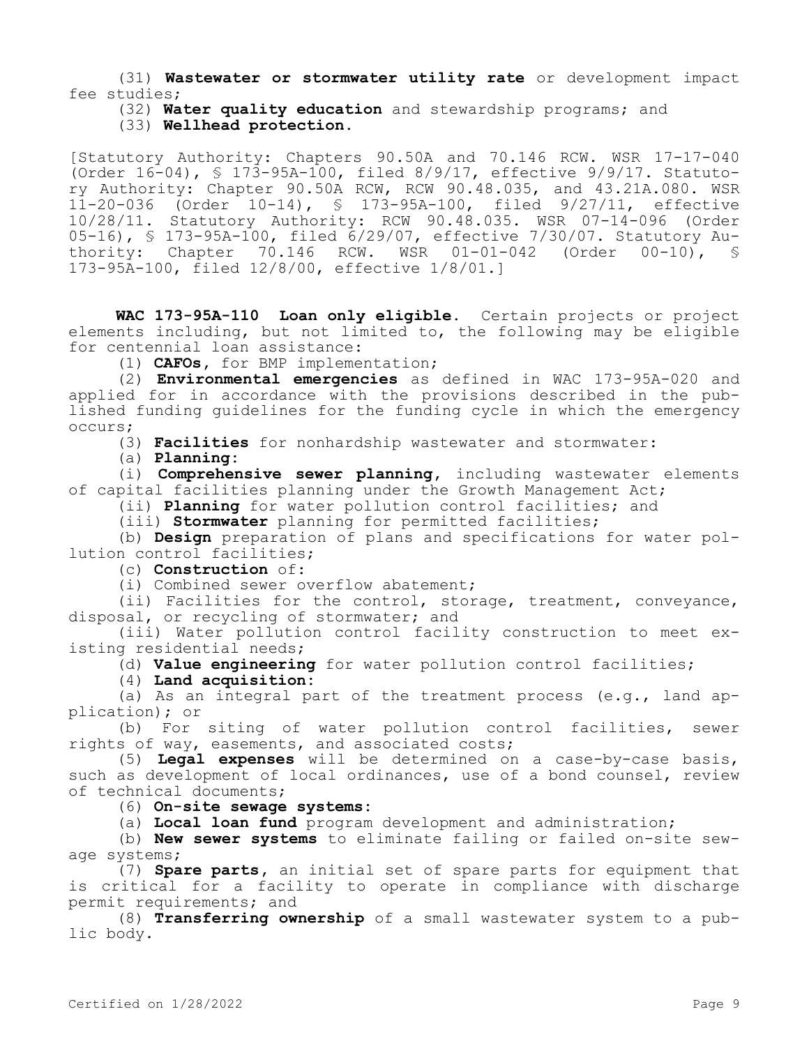(31) **Wastewater or stormwater utility rate** or development impact fee studies;

(32) **Water quality education** and stewardship programs; and

(33) **Wellhead protection**.

[Statutory Authority: Chapters 90.50A and 70.146 RCW. WSR 17-17-040 (Order 16-04), § 173-95A-100, filed 8/9/17, effective 9/9/17. Statutory Authority: Chapter 90.50A RCW, RCW 90.48.035, and 43.21A.080. WSR 11-20-036 (Order 10-14), § 173-95A-100, filed 9/27/11, effective 10/28/11. Statutory Authority: RCW 90.48.035. WSR 07-14-096 (Order 05-16), § 173-95A-100, filed 6/29/07, effective 7/30/07. Statutory Authority: Chapter 70.146 RCW. WSR 01-01-042 (Order 00-10), § 173-95A-100, filed 12/8/00, effective 1/8/01.]

**WAC 173-95A-110 Loan only eligible.** Certain projects or project elements including, but not limited to, the following may be eligible for centennial loan assistance:

(1) **CAFOs**, for BMP implementation;

(2) **Environmental emergencies** as defined in WAC 173-95A-020 and applied for in accordance with the provisions described in the published funding guidelines for the funding cycle in which the emergency occurs;

(3) **Facilities** for nonhardship wastewater and stormwater:

(a) **Planning**:

(i) **Comprehensive sewer planning**, including wastewater elements of capital facilities planning under the Growth Management Act;

(ii) **Planning** for water pollution control facilities; and

(iii) **Stormwater** planning for permitted facilities;

(b) **Design** preparation of plans and specifications for water pollution control facilities;

(c) **Construction** of:

(i) Combined sewer overflow abatement;

(ii) Facilities for the control, storage, treatment, conveyance, disposal, or recycling of stormwater; and

(iii) Water pollution control facility construction to meet existing residential needs;

(d) **Value engineering** for water pollution control facilities;

(4) **Land acquisition**:

(a) As an integral part of the treatment process (e.g., land application); or

(b) For siting of water pollution control facilities, sewer rights of way, easements, and associated costs;

(5) **Legal expenses** will be determined on a case-by-case basis, such as development of local ordinances, use of a bond counsel, review of technical documents;

(6) **On-site sewage systems**:

(a) **Local loan fund** program development and administration;

(b) **New sewer systems** to eliminate failing or failed on-site sewage systems;

(7) **Spare parts**, an initial set of spare parts for equipment that is critical for a facility to operate in compliance with discharge permit requirements; and

(8) **Transferring ownership** of a small wastewater system to a public body.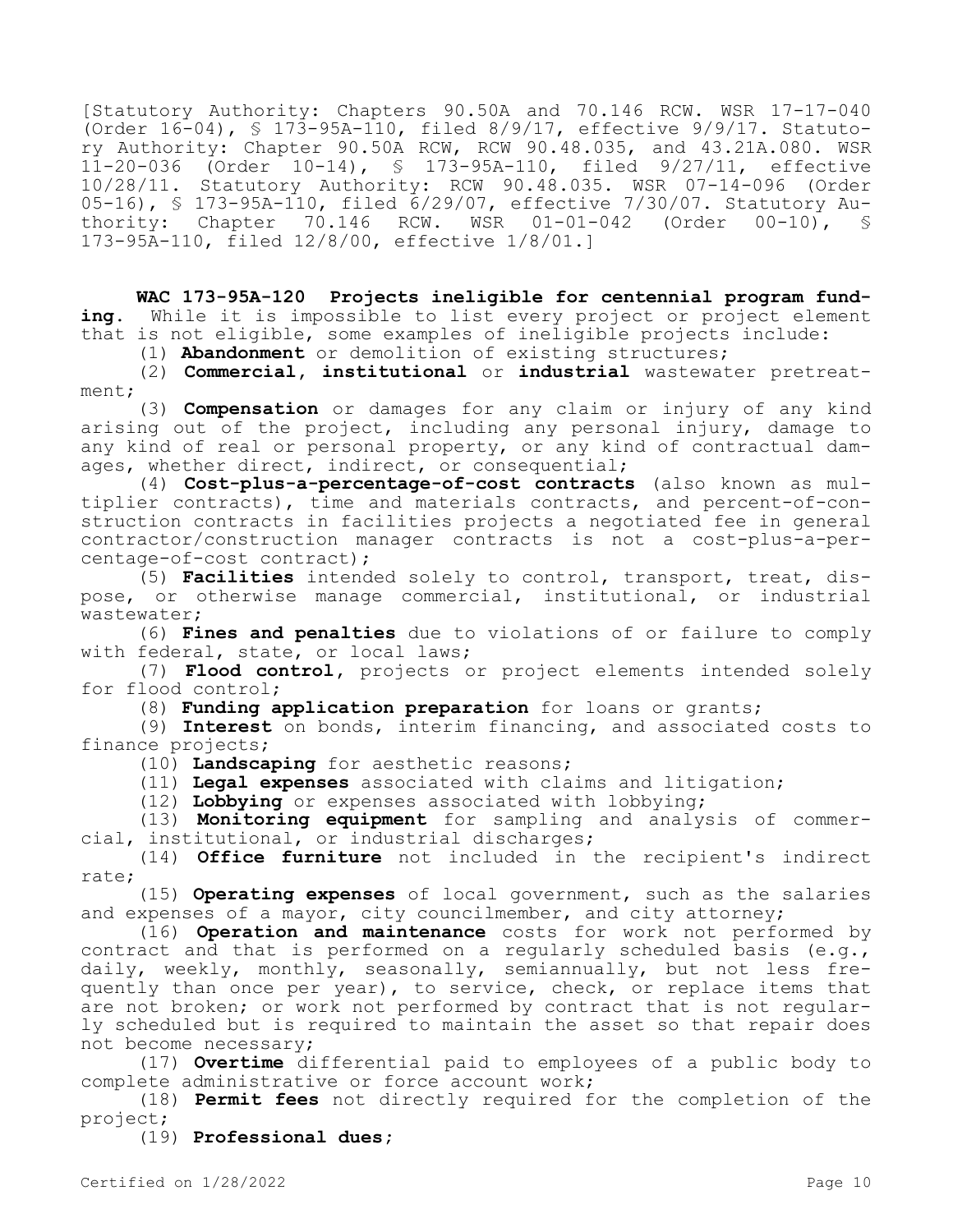[Statutory Authority: Chapters 90.50A and 70.146 RCW. WSR 17-17-040 (Order 16-04), § 173-95A-110, filed 8/9/17, effective 9/9/17. Statutory Authority: Chapter 90.50A RCW, RCW 90.48.035, and 43.21A.080. WSR 11-20-036 (Order 10-14), § 173-95A-110, filed 9/27/11, effective 10/28/11. Statutory Authority: RCW 90.48.035. WSR 07-14-096 (Order 05-16), § 173-95A-110, filed 6/29/07, effective 7/30/07. Statutory Authority: Chapter 70.146 RCW. WSR 01-01-042 (Order 00-10), § 173-95A-110, filed 12/8/00, effective 1/8/01.]

**WAC 173-95A-120 Projects ineligible for centennial program funding.** While it is impossible to list every project or project element that is not eligible, some examples of ineligible projects include:

(1) **Abandonment** or demolition of existing structures;

(2) **Commercial**, **institutional** or **industrial** wastewater pretreatment;

(3) **Compensation** or damages for any claim or injury of any kind arising out of the project, including any personal injury, damage to any kind of real or personal property, or any kind of contractual damages, whether direct, indirect, or consequential;

(4) **Cost-plus-a-percentage-of-cost contracts** (also known as multiplier contracts), time and materials contracts, and percent-of-construction contracts in facilities projects a negotiated fee in general contractor/construction manager contracts is not a cost-plus-a-percentage-of-cost contract);

(5) **Facilities** intended solely to control, transport, treat, dispose, or otherwise manage commercial, institutional, or industrial wastewater;

(6) **Fines and penalties** due to violations of or failure to comply with federal, state, or local laws;

(7) **Flood control**, projects or project elements intended solely for flood control;

(8) **Funding application preparation** for loans or grants;

(9) **Interest** on bonds, interim financing, and associated costs to finance projects;

(10) **Landscaping** for aesthetic reasons;

(11) **Legal expenses** associated with claims and litigation;

(12) **Lobbying** or expenses associated with lobbying;

(13) **Monitoring equipment** for sampling and analysis of commercial, institutional, or industrial discharges;

(14) **Office furniture** not included in the recipient's indirect rate;

(15) **Operating expenses** of local government, such as the salaries and expenses of a mayor, city councilmember, and city attorney;

(16) **Operation and maintenance** costs for work not performed by contract and that is performed on a regularly scheduled basis (e.g., daily, weekly, monthly, seasonally, semiannually, but not less frequently than once per year), to service, check, or replace items that are not broken; or work not performed by contract that is not regularly scheduled but is required to maintain the asset so that repair does not become necessary;

(17) **Overtime** differential paid to employees of a public body to complete administrative or force account work;

(18) **Permit fees** not directly required for the completion of the project;

(19) **Professional dues**;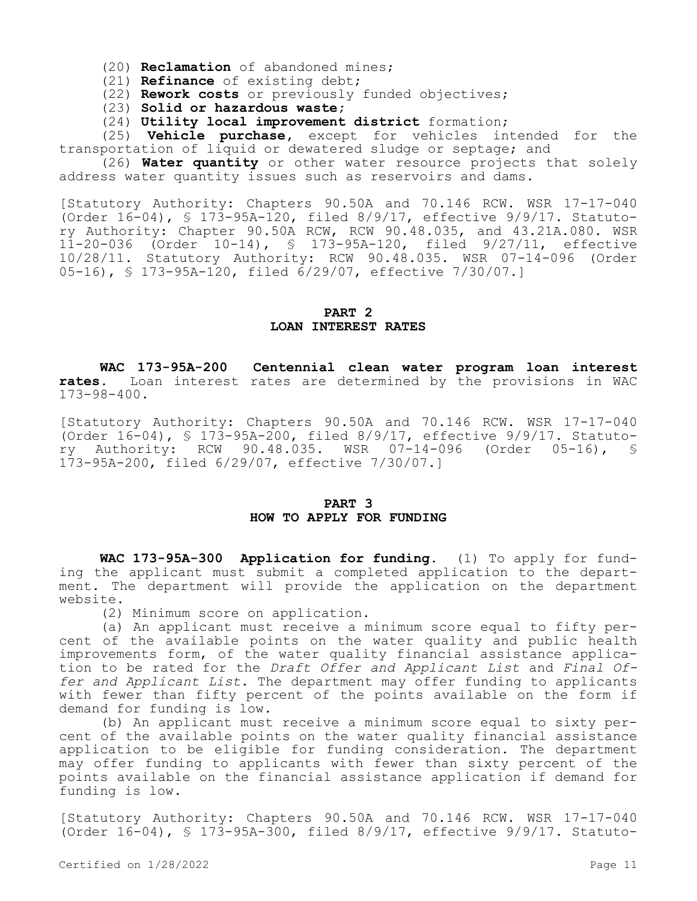(20) **Reclamation** of abandoned mines;

(21) **Refinance** of existing debt;

(22) **Rework costs** or previously funded objectives;

(23) **Solid or hazardous waste;**

(24) **Utility local improvement district** formation;

(25) **Vehicle purchase**, except for vehicles intended for the transportation of liquid or dewatered sludge or septage; and

(26) **Water quantity** or other water resource projects that solely address water quantity issues such as reservoirs and dams.

[Statutory Authority: Chapters 90.50A and 70.146 RCW. WSR 17-17-040 (Order 16-04), § 173-95A-120, filed 8/9/17, effective 9/9/17. Statutory Authority: Chapter 90.50A RCW, RCW 90.48.035, and 43.21A.080. WSR 11-20-036 (Order 10-14), § 173-95A-120, filed 9/27/11, effective 10/28/11. Statutory Authority: RCW 90.48.035. WSR 07-14-096 (Order 05-16), § 173-95A-120, filed 6/29/07, effective 7/30/07.]

## PART 2
## LOAN INTEREST RATES

**WAC 173-95A-200 Centennial clean water program loan interest rates.** Loan interest rates are determined by the provisions in WAC 173-98-400.

[Statutory Authority: Chapters 90.50A and 70.146 RCW. WSR 17-17-040 (Order 16-04), § 173-95A-200, filed 8/9/17, effective 9/9/17. Statutory Authority: RCW 90.48.035. WSR 07-14-096 (Order 05-16), § 173-95A-200, filed 6/29/07, effective 7/30/07.]

## PART 3
## HOW TO APPLY FOR FUNDING

**WAC 173-95A-300 Application for funding.** (1) To apply for funding the applicant must submit a completed application to the department. The department will provide the application on the department website.

(2) Minimum score on application.

(a) An applicant must receive a minimum score equal to fifty percent of the available points on the water quality and public health improvements form, of the water quality financial assistance application to be rated for the *Draft Offer and Applicant List* and *Final Offer and Applicant List*. The department may offer funding to applicants with fewer than fifty percent of the points available on the form if demand for funding is low.

(b) An applicant must receive a minimum score equal to sixty percent of the available points on the water quality financial assistance application to be eligible for funding consideration. The department may offer funding to applicants with fewer than sixty percent of the points available on the financial assistance application if demand for funding is low.

[Statutory Authority: Chapters 90.50A and 70.146 RCW. WSR 17-17-040 (Order 16-04), § 173-95A-300, filed 8/9/17, effective 9/9/17. Statuto-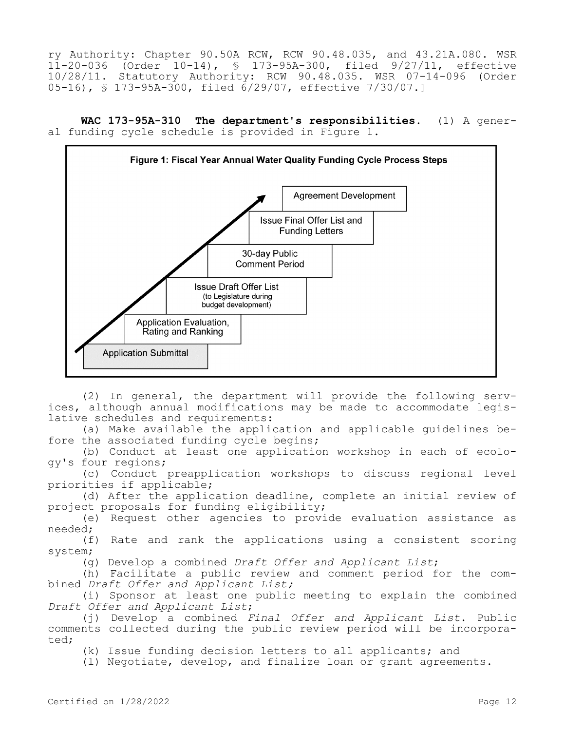ry Authority: Chapter 90.50A RCW, RCW 90.48.035, and 43.21A.080. WSR 11-20-036 (Order 10-14), § 173-95A-300, filed 9/27/11, effective 10/28/11. Statutory Authority: RCW 90.48.035. WSR 07-14-096 (Order 05-16), § 173-95A-300, filed 6/29/07, effective 7/30/07.]

**WAC 173-95A-310 The department's responsibilities.** (1) A general funding cycle schedule is provided in Figure 1.

**Figure 1: Fiscal Year Annual Water Quality Funding Cycle Process Steps**

- Application Submittal
- Application Evaluation, Rating and Ranking
- Issue Draft Offer List (to Legislature during budget development)
- 30-day Public Comment Period
- Issue Final Offer List and Funding Letters
- Agreement Development

(2) In general, the department will provide the following services, although annual modifications may be made to accommodate legislative schedules and requirements:

(a) Make available the application and applicable guidelines before the associated funding cycle begins;

(b) Conduct at least one application workshop in each of ecology's four regions;

(c) Conduct preapplication workshops to discuss regional level priorities if applicable;

(d) After the application deadline, complete an initial review of project proposals for funding eligibility;

(e) Request other agencies to provide evaluation assistance as needed;

(f) Rate and rank the applications using a consistent scoring system;

(g) Develop a combined *Draft Offer and Applicant List*;

(h) Facilitate a public review and comment period for the combined *Draft Offer and Applicant List;*

(i) Sponsor at least one public meeting to explain the combined *Draft Offer and Applicant List*;

(j) Develop a combined *Final Offer and Applicant List*. Public comments collected during the public review period will be incorporated;

(k) Issue funding decision letters to all applicants; and

(l) Negotiate, develop, and finalize loan or grant agreements.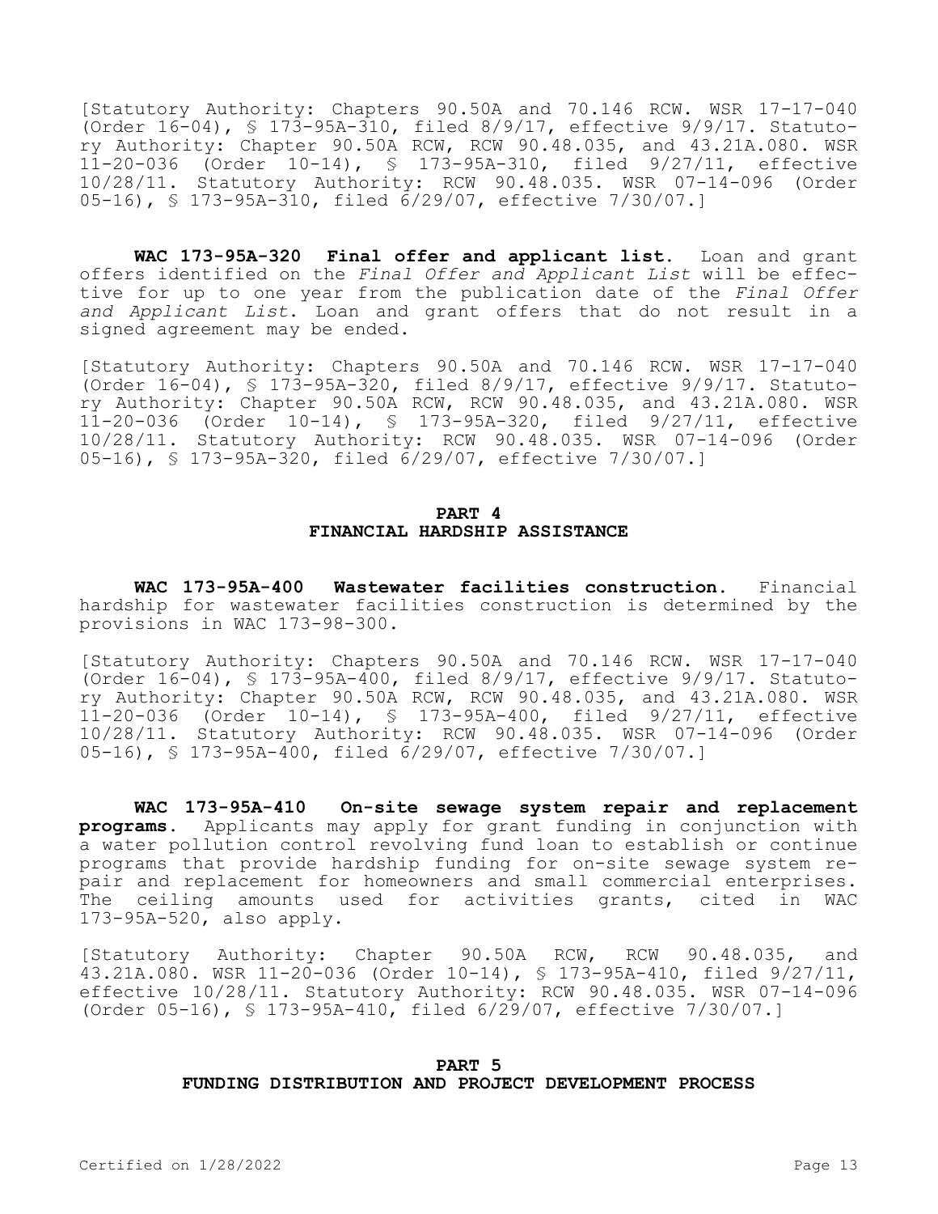[Statutory Authority: Chapters 90.50A and 70.146 RCW. WSR 17-17-040 (Order 16-04), § 173-95A-310, filed 8/9/17, effective 9/9/17. Statutory Authority: Chapter 90.50A RCW, RCW 90.48.035, and 43.21A.080. WSR 11-20-036 (Order 10-14), § 173-95A-310, filed 9/27/11, effective 10/28/11. Statutory Authority: RCW 90.48.035. WSR 07-14-096 (Order 05-16), § 173-95A-310, filed 6/29/07, effective 7/30/07.]

**WAC 173-95A-320 Final offer and applicant list.** Loan and grant offers identified on the *Final Offer and Applicant List* will be effective for up to one year from the publication date of the *Final Offer and Applicant List*. Loan and grant offers that do not result in a signed agreement may be ended.

[Statutory Authority: Chapters 90.50A and 70.146 RCW. WSR 17-17-040 (Order 16-04), § 173-95A-320, filed 8/9/17, effective 9/9/17. Statutory Authority: Chapter 90.50A RCW, RCW 90.48.035, and 43.21A.080. WSR 11-20-036 (Order 10-14), § 173-95A-320, filed 9/27/11, effective 10/28/11. Statutory Authority: RCW 90.48.035. WSR 07-14-096 (Order 05-16), § 173-95A-320, filed 6/29/07, effective 7/30/07.]

## PART 4
## FINANCIAL HARDSHIP ASSISTANCE

**WAC 173-95A-400 Wastewater facilities construction.** Financial hardship for wastewater facilities construction is determined by the provisions in WAC 173-98-300.

[Statutory Authority: Chapters 90.50A and 70.146 RCW. WSR 17-17-040 (Order 16-04), § 173-95A-400, filed 8/9/17, effective 9/9/17. Statutory Authority: Chapter 90.50A RCW, RCW 90.48.035, and 43.21A.080. WSR 11-20-036 (Order 10-14), § 173-95A-400, filed 9/27/11, effective 10/28/11. Statutory Authority: RCW 90.48.035. WSR 07-14-096 (Order 05-16), § 173-95A-400, filed 6/29/07, effective 7/30/07.]

**WAC 173-95A-410 On-site sewage system repair and replacement programs.** Applicants may apply for grant funding in conjunction with a water pollution control revolving fund loan to establish or continue programs that provide hardship funding for on-site sewage system repair and replacement for homeowners and small commercial enterprises. The ceiling amounts used for activities grants, cited in WAC 173-95A-520, also apply.

[Statutory Authority: Chapter 90.50A RCW, RCW 90.48.035, and 43.21A.080. WSR 11-20-036 (Order 10-14), § 173-95A-410, filed 9/27/11, effective 10/28/11. Statutory Authority: RCW 90.48.035. WSR 07-14-096 (Order 05-16), § 173-95A-410, filed 6/29/07, effective 7/30/07.]

## PART 5
## FUNDING DISTRIBUTION AND PROJECT DEVELOPMENT PROCESS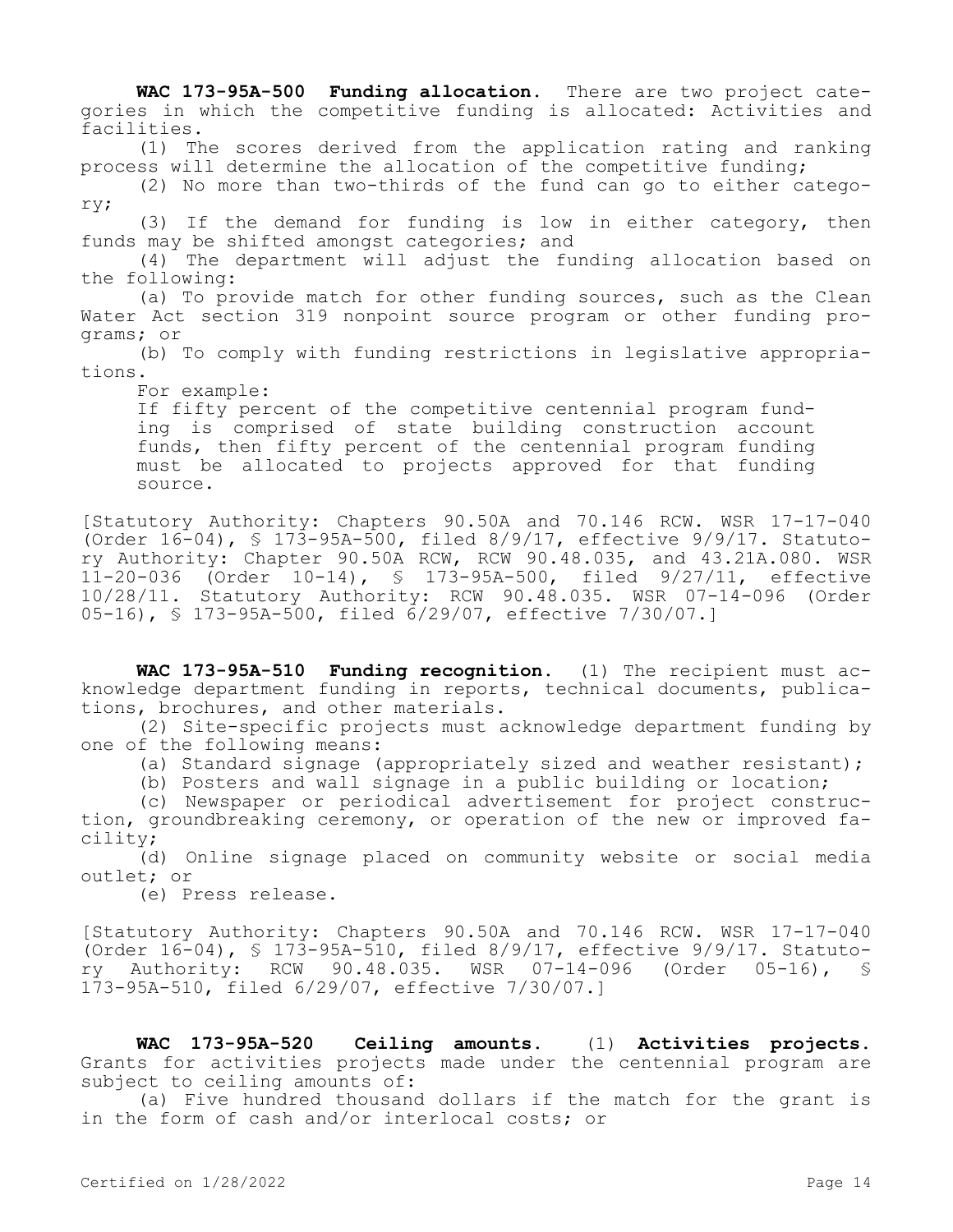**WAC 173-95A-500 Funding allocation.** There are two project categories in which the competitive funding is allocated: Activities and facilities.

(1) The scores derived from the application rating and ranking process will determine the allocation of the competitive funding;

(2) No more than two-thirds of the fund can go to either category;

(3) If the demand for funding is low in either category, then funds may be shifted amongst categories; and

(4) The department will adjust the funding allocation based on the following:

(a) To provide match for other funding sources, such as the Clean Water Act section 319 nonpoint source program or other funding programs; or

(b) To comply with funding restrictions in legislative appropriations.

For example:

If fifty percent of the competitive centennial program funding is comprised of state building construction account funds, then fifty percent of the centennial program funding must be allocated to projects approved for that funding source.

[Statutory Authority: Chapters 90.50A and 70.146 RCW. WSR 17-17-040 (Order 16-04), § 173-95A-500, filed 8/9/17, effective 9/9/17. Statutory Authority: Chapter 90.50A RCW, RCW 90.48.035, and 43.21A.080. WSR 11-20-036 (Order 10-14), § 173-95A-500, filed 9/27/11, effective 10/28/11. Statutory Authority: RCW 90.48.035. WSR 07-14-096 (Order 05-16), § 173-95A-500, filed 6/29/07, effective 7/30/07.]

**WAC 173-95A-510 Funding recognition.** (1) The recipient must acknowledge department funding in reports, technical documents, publications, brochures, and other materials.

(2) Site-specific projects must acknowledge department funding by one of the following means:

(a) Standard signage (appropriately sized and weather resistant);

(b) Posters and wall signage in a public building or location;

(c) Newspaper or periodical advertisement for project construction, groundbreaking ceremony, or operation of the new or improved facility;

(d) Online signage placed on community website or social media outlet; or

(e) Press release.

[Statutory Authority: Chapters 90.50A and 70.146 RCW. WSR 17-17-040 (Order 16-04), § 173-95A-510, filed 8/9/17, effective 9/9/17. Statutory Authority: RCW 90.48.035. WSR 07-14-096 (Order 05-16), § 173-95A-510, filed 6/29/07, effective 7/30/07.]

**WAC 173-95A-520 Ceiling amounts.** (1) **Activities projects.** Grants for activities projects made under the centennial program are subject to ceiling amounts of:

(a) Five hundred thousand dollars if the match for the grant is in the form of cash and/or interlocal costs; or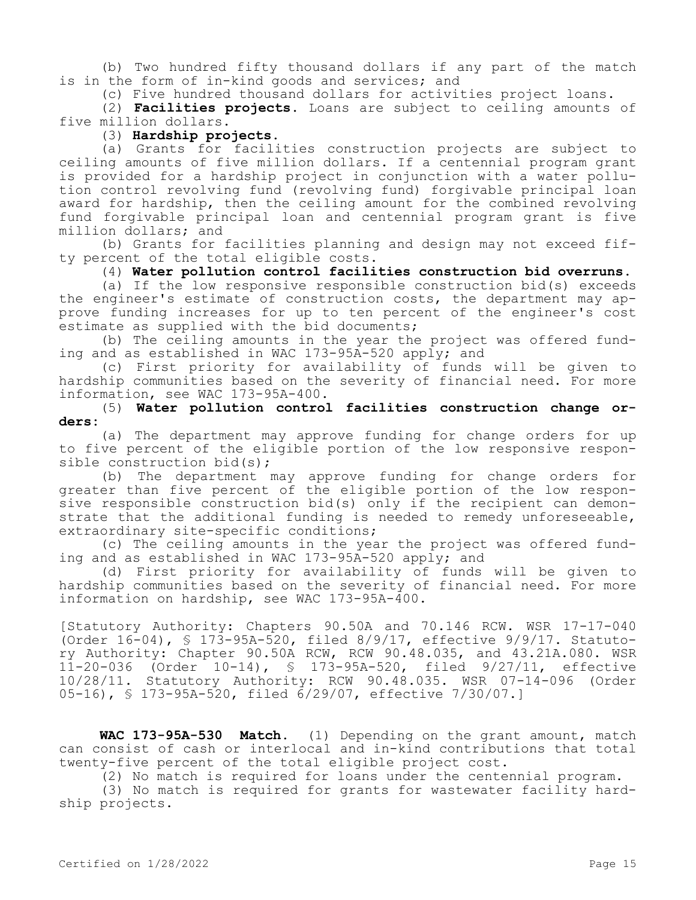(b) Two hundred fifty thousand dollars if any part of the match is in the form of in-kind goods and services; and

(c) Five hundred thousand dollars for activities project loans.

(2) **Facilities projects.** Loans are subject to ceiling amounts of five million dollars.

(3) **Hardship projects.**

(a) Grants for facilities construction projects are subject to ceiling amounts of five million dollars. If a centennial program grant is provided for a hardship project in conjunction with a water pollution control revolving fund (revolving fund) forgivable principal loan award for hardship, then the ceiling amount for the combined revolving fund forgivable principal loan and centennial program grant is five million dollars; and

(b) Grants for facilities planning and design may not exceed fifty percent of the total eligible costs.

(4) **Water pollution control facilities construction bid overruns.**

(a) If the low responsive responsible construction bid(s) exceeds the engineer's estimate of construction costs, the department may approve funding increases for up to ten percent of the engineer's cost estimate as supplied with the bid documents;

(b) The ceiling amounts in the year the project was offered funding and as established in WAC 173-95A-520 apply; and

(c) First priority for availability of funds will be given to hardship communities based on the severity of financial need. For more information, see WAC 173-95A-400.

(5) **Water pollution control facilities construction change orders:**

(a) The department may approve funding for change orders for up to five percent of the eligible portion of the low responsive responsible construction bid(s);

(b) The department may approve funding for change orders for greater than five percent of the eligible portion of the low responsive responsible construction bid(s) only if the recipient can demonstrate that the additional funding is needed to remedy unforeseeable, extraordinary site-specific conditions;

(c) The ceiling amounts in the year the project was offered funding and as established in WAC 173-95A-520 apply; and

(d) First priority for availability of funds will be given to hardship communities based on the severity of financial need. For more information on hardship, see WAC 173-95A-400.

[Statutory Authority: Chapters 90.50A and 70.146 RCW. WSR 17-17-040 (Order 16-04), § 173-95A-520, filed 8/9/17, effective 9/9/17. Statutory Authority: Chapter 90.50A RCW, RCW 90.48.035, and 43.21A.080. WSR 11-20-036 (Order 10-14), § 173-95A-520, filed 9/27/11, effective 10/28/11. Statutory Authority: RCW 90.48.035. WSR 07-14-096 (Order 05-16), § 173-95A-520, filed 6/29/07, effective 7/30/07.]

**WAC 173-95A-530 Match.** (1) Depending on the grant amount, match can consist of cash or interlocal and in-kind contributions that total twenty-five percent of the total eligible project cost.

(2) No match is required for loans under the centennial program.

(3) No match is required for grants for wastewater facility hardship projects.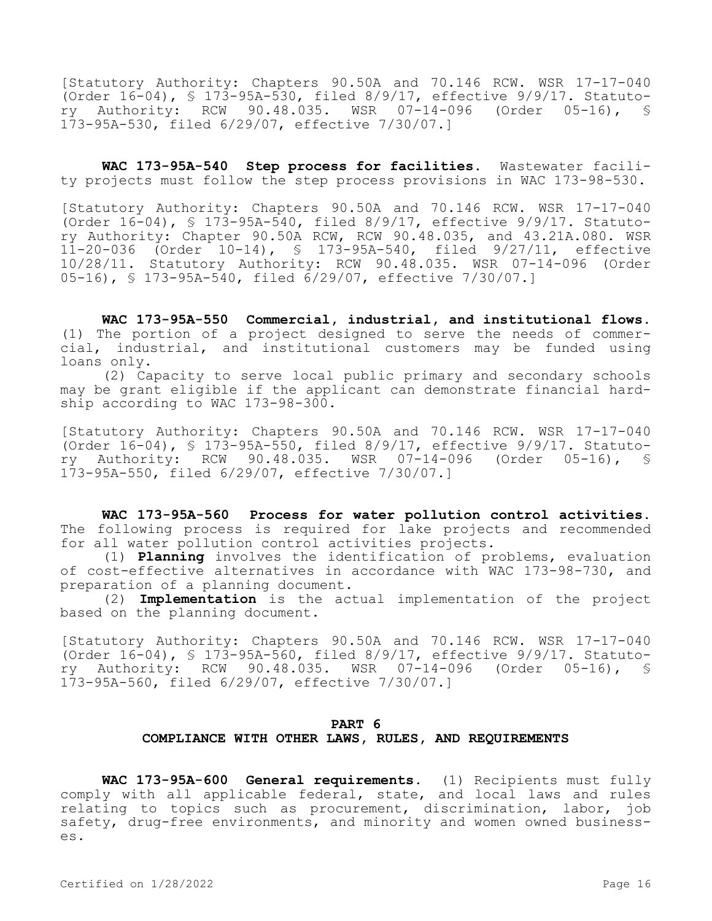[Statutory Authority: Chapters 90.50A and 70.146 RCW. WSR 17-17-040 (Order 16-04), § 173-95A-530, filed 8/9/17, effective 9/9/17. Statutory Authority: RCW 90.48.035. WSR 07-14-096 (Order 05-16), § 173-95A-530, filed 6/29/07, effective 7/30/07.]

**WAC 173-95A-540 Step process for facilities.** Wastewater facility projects must follow the step process provisions in WAC 173-98-530.

[Statutory Authority: Chapters 90.50A and 70.146 RCW. WSR 17-17-040 (Order 16-04), § 173-95A-540, filed 8/9/17, effective 9/9/17. Statutory Authority: Chapter 90.50A RCW, RCW 90.48.035, and 43.21A.080. WSR 11-20-036 (Order 10-14), § 173-95A-540, filed 9/27/11, effective 10/28/11. Statutory Authority: RCW 90.48.035. WSR 07-14-096 (Order 05-16), § 173-95A-540, filed 6/29/07, effective 7/30/07.]

**WAC 173-95A-550 Commercial, industrial, and institutional flows.** (1) The portion of a project designed to serve the needs of commercial, industrial, and institutional customers may be funded using loans only.

(2) Capacity to serve local public primary and secondary schools may be grant eligible if the applicant can demonstrate financial hardship according to WAC 173-98-300.

[Statutory Authority: Chapters 90.50A and 70.146 RCW. WSR 17-17-040 (Order 16-04), § 173-95A-550, filed 8/9/17, effective 9/9/17. Statutory Authority: RCW 90.48.035. WSR 07-14-096 (Order 05-16), § 173-95A-550, filed 6/29/07, effective 7/30/07.]

**WAC 173-95A-560 Process for water pollution control activities.** The following process is required for lake projects and recommended for all water pollution control activities projects.

(1) **Planning** involves the identification of problems, evaluation of cost-effective alternatives in accordance with WAC 173-98-730, and preparation of a planning document.

(2) **Implementation** is the actual implementation of the project based on the planning document.

[Statutory Authority: Chapters 90.50A and 70.146 RCW. WSR 17-17-040 (Order 16-04), § 173-95A-560, filed 8/9/17, effective 9/9/17. Statutory Authority: RCW 90.48.035. WSR 07-14-096 (Order 05-16), § 173-95A-560, filed 6/29/07, effective 7/30/07.]

## PART 6
## COMPLIANCE WITH OTHER LAWS, RULES, AND REQUIREMENTS

**WAC 173-95A-600 General requirements.** (1) Recipients must fully comply with all applicable federal, state, and local laws and rules relating to topics such as procurement, discrimination, labor, job safety, drug-free environments, and minority and women owned businesses.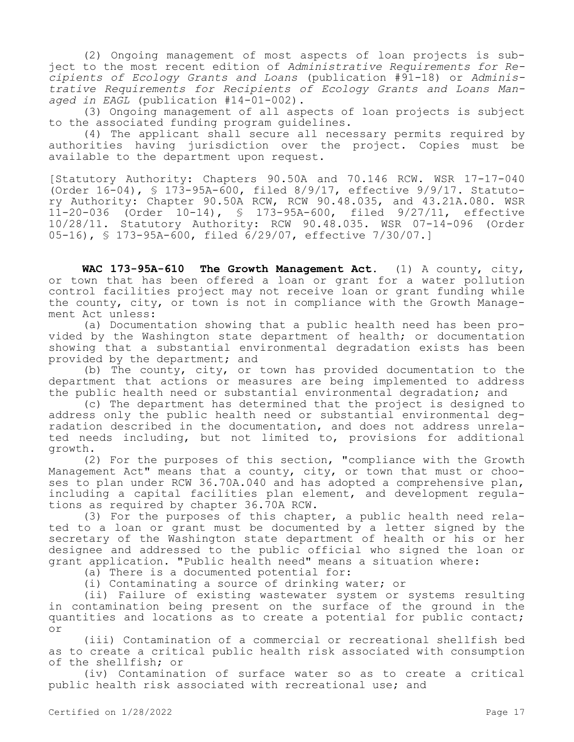(2) Ongoing management of most aspects of loan projects is subject to the most recent edition of *Administrative Requirements for Recipients of Ecology Grants and Loans* (publication #91-18) or *Administrative Requirements for Recipients of Ecology Grants and Loans Managed in EAGL* (publication #14-01-002).

(3) Ongoing management of all aspects of loan projects is subject to the associated funding program guidelines.

(4) The applicant shall secure all necessary permits required by authorities having jurisdiction over the project. Copies must be available to the department upon request.

[Statutory Authority: Chapters 90.50A and 70.146 RCW. WSR 17-17-040 (Order 16-04), § 173-95A-600, filed 8/9/17, effective 9/9/17. Statutory Authority: Chapter 90.50A RCW, RCW 90.48.035, and 43.21A.080. WSR 11-20-036 (Order 10-14), § 173-95A-600, filed 9/27/11, effective 10/28/11. Statutory Authority: RCW 90.48.035. WSR 07-14-096 (Order 05-16), § 173-95A-600, filed 6/29/07, effective 7/30/07.]

**WAC 173-95A-610 The Growth Management Act.** (1) A county, city, or town that has been offered a loan or grant for a water pollution control facilities project may not receive loan or grant funding while the county, city, or town is not in compliance with the Growth Management Act unless:

(a) Documentation showing that a public health need has been provided by the Washington state department of health; or documentation showing that a substantial environmental degradation exists has been provided by the department; and

(b) The county, city, or town has provided documentation to the department that actions or measures are being implemented to address the public health need or substantial environmental degradation; and

(c) The department has determined that the project is designed to address only the public health need or substantial environmental degradation described in the documentation, and does not address unrelated needs including, but not limited to, provisions for additional growth.

(2) For the purposes of this section, "compliance with the Growth Management Act" means that a county, city, or town that must or chooses to plan under RCW 36.70A.040 and has adopted a comprehensive plan, including a capital facilities plan element, and development regulations as required by chapter 36.70A RCW.

(3) For the purposes of this chapter, a public health need related to a loan or grant must be documented by a letter signed by the secretary of the Washington state department of health or his or her designee and addressed to the public official who signed the loan or grant application. "Public health need" means a situation where:

(a) There is a documented potential for:

(i) Contaminating a source of drinking water; or

(ii) Failure of existing wastewater system or systems resulting in contamination being present on the surface of the ground in the quantities and locations as to create a potential for public contact; or

(iii) Contamination of a commercial or recreational shellfish bed as to create a critical public health risk associated with consumption of the shellfish; or

(iv) Contamination of surface water so as to create a critical public health risk associated with recreational use; and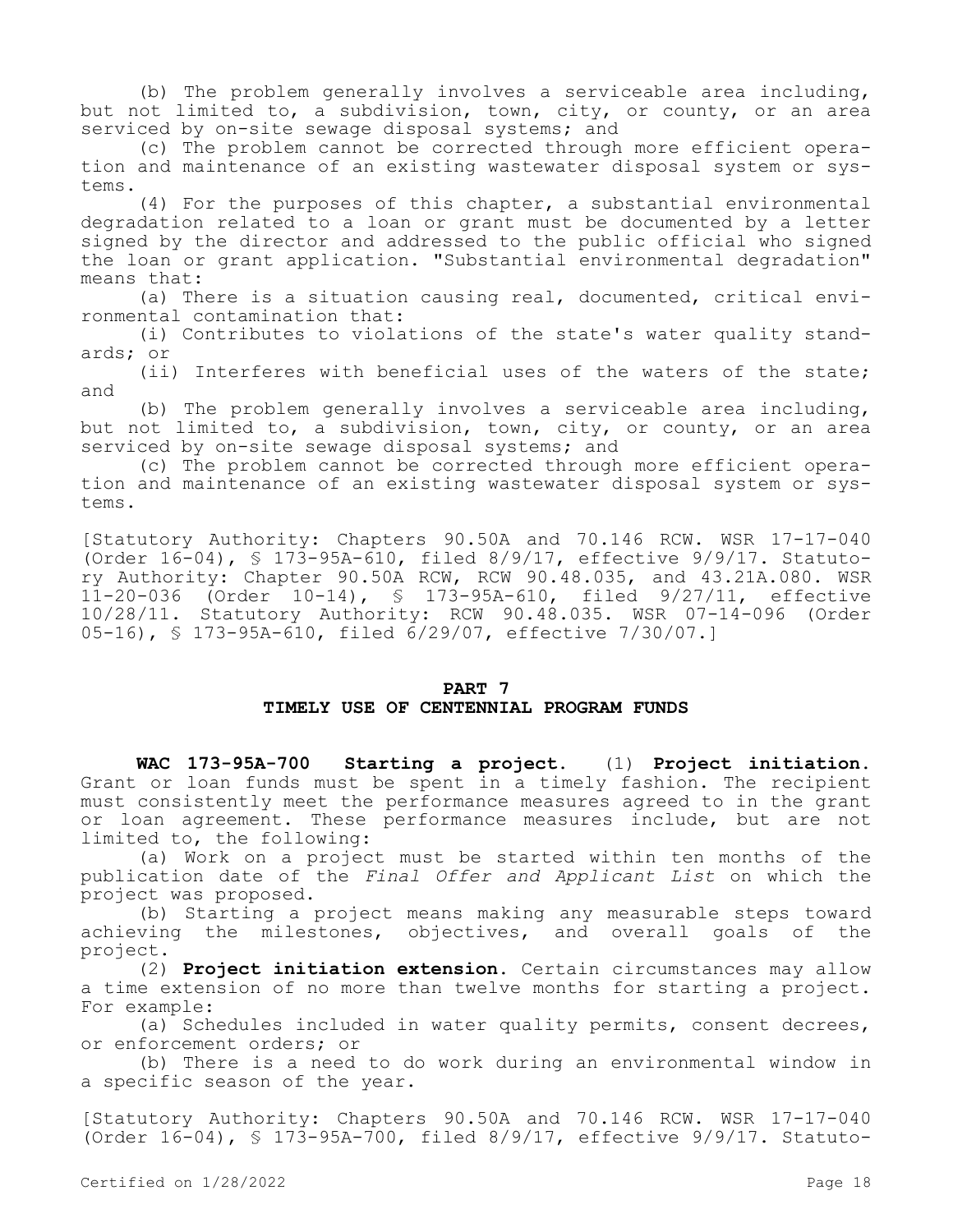(b) The problem generally involves a serviceable area including, but not limited to, a subdivision, town, city, or county, or an area serviced by on-site sewage disposal systems; and

(c) The problem cannot be corrected through more efficient operation and maintenance of an existing wastewater disposal system or systems.

(4) For the purposes of this chapter, a substantial environmental degradation related to a loan or grant must be documented by a letter signed by the director and addressed to the public official who signed the loan or grant application. "Substantial environmental degradation" means that:

(a) There is a situation causing real, documented, critical environmental contamination that:

(i) Contributes to violations of the state's water quality standards; or

(ii) Interferes with beneficial uses of the waters of the state; and

(b) The problem generally involves a serviceable area including, but not limited to, a subdivision, town, city, or county, or an area serviced by on-site sewage disposal systems; and

(c) The problem cannot be corrected through more efficient operation and maintenance of an existing wastewater disposal system or systems.

[Statutory Authority: Chapters 90.50A and 70.146 RCW. WSR 17-17-040 (Order 16-04), § 173-95A-610, filed 8/9/17, effective 9/9/17. Statutory Authority: Chapter 90.50A RCW, RCW 90.48.035, and 43.21A.080. WSR 11-20-036 (Order 10-14), § 173-95A-610, filed 9/27/11, effective 10/28/11. Statutory Authority: RCW 90.48.035. WSR 07-14-096 (Order 05-16), § 173-95A-610, filed 6/29/07, effective 7/30/07.]

## PART 7
## TIMELY USE OF CENTENNIAL PROGRAM FUNDS

**WAC 173-95A-700 Starting a project.** (1) **Project initiation.** Grant or loan funds must be spent in a timely fashion. The recipient must consistently meet the performance measures agreed to in the grant or loan agreement. These performance measures include, but are not limited to, the following:

(a) Work on a project must be started within ten months of the publication date of the *Final Offer and Applicant List* on which the project was proposed.

(b) Starting a project means making any measurable steps toward achieving the milestones, objectives, and overall goals of the project.

(2) **Project initiation extension.** Certain circumstances may allow a time extension of no more than twelve months for starting a project. For example:

(a) Schedules included in water quality permits, consent decrees, or enforcement orders; or

(b) There is a need to do work during an environmental window in a specific season of the year.

[Statutory Authority: Chapters 90.50A and 70.146 RCW. WSR 17-17-040 (Order 16-04), § 173-95A-700, filed 8/9/17, effective 9/9/17. Statuto-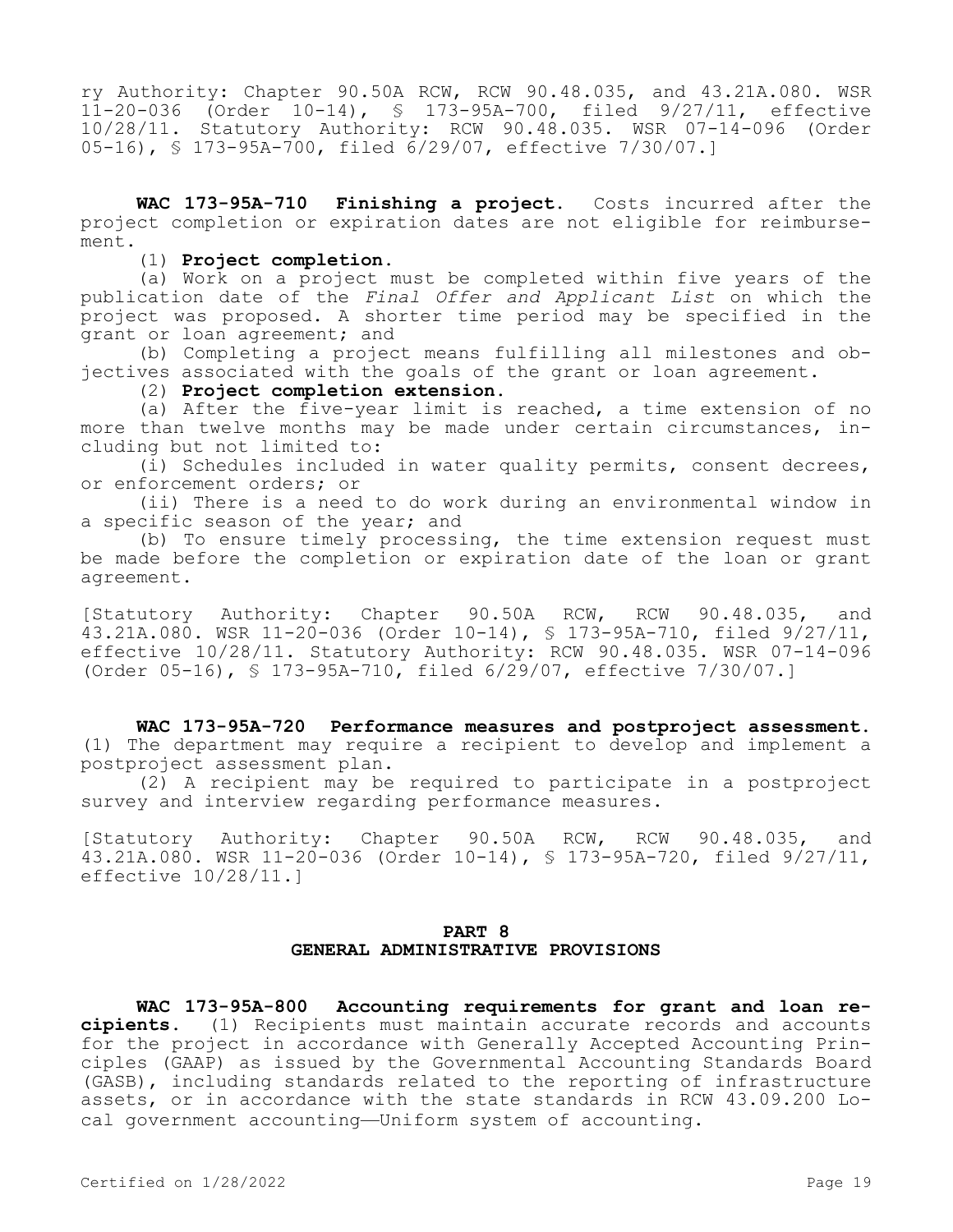ry Authority: Chapter 90.50A RCW, RCW 90.48.035, and 43.21A.080. WSR 11-20-036 (Order 10-14), § 173-95A-700, filed 9/27/11, effective 10/28/11. Statutory Authority: RCW 90.48.035. WSR 07-14-096 (Order 05-16), § 173-95A-700, filed 6/29/07, effective 7/30/07.]

**WAC 173-95A-710 Finishing a project.** Costs incurred after the project completion or expiration dates are not eligible for reimbursement.

(1) **Project completion.**

(a) Work on a project must be completed within five years of the publication date of the *Final Offer and Applicant List* on which the project was proposed. A shorter time period may be specified in the grant or loan agreement; and

(b) Completing a project means fulfilling all milestones and objectives associated with the goals of the grant or loan agreement.

(2) **Project completion extension.**

(a) After the five-year limit is reached, a time extension of no more than twelve months may be made under certain circumstances, including but not limited to:

(i) Schedules included in water quality permits, consent decrees, or enforcement orders; or

(ii) There is a need to do work during an environmental window in a specific season of the year; and

(b) To ensure timely processing, the time extension request must be made before the completion or expiration date of the loan or grant agreement.

[Statutory Authority: Chapter 90.50A RCW, RCW 90.48.035, and 43.21A.080. WSR 11-20-036 (Order 10-14), § 173-95A-710, filed 9/27/11, effective 10/28/11. Statutory Authority: RCW 90.48.035. WSR 07-14-096 (Order 05-16), § 173-95A-710, filed 6/29/07, effective 7/30/07.]

**WAC 173-95A-720 Performance measures and postproject assessment.** (1) The department may require a recipient to develop and implement a postproject assessment plan.

(2) A recipient may be required to participate in a postproject survey and interview regarding performance measures.

[Statutory Authority: Chapter 90.50A RCW, RCW 90.48.035, and 43.21A.080. WSR 11-20-036 (Order 10-14), § 173-95A-720, filed 9/27/11, effective 10/28/11.]

## PART 8
## GENERAL ADMINISTRATIVE PROVISIONS

**WAC 173-95A-800 Accounting requirements for grant and loan recipients.** (1) Recipients must maintain accurate records and accounts for the project in accordance with Generally Accepted Accounting Principles (GAAP) as issued by the Governmental Accounting Standards Board (GASB), including standards related to the reporting of infrastructure assets, or in accordance with the state standards in RCW 43.09.200 Local government accounting—Uniform system of accounting.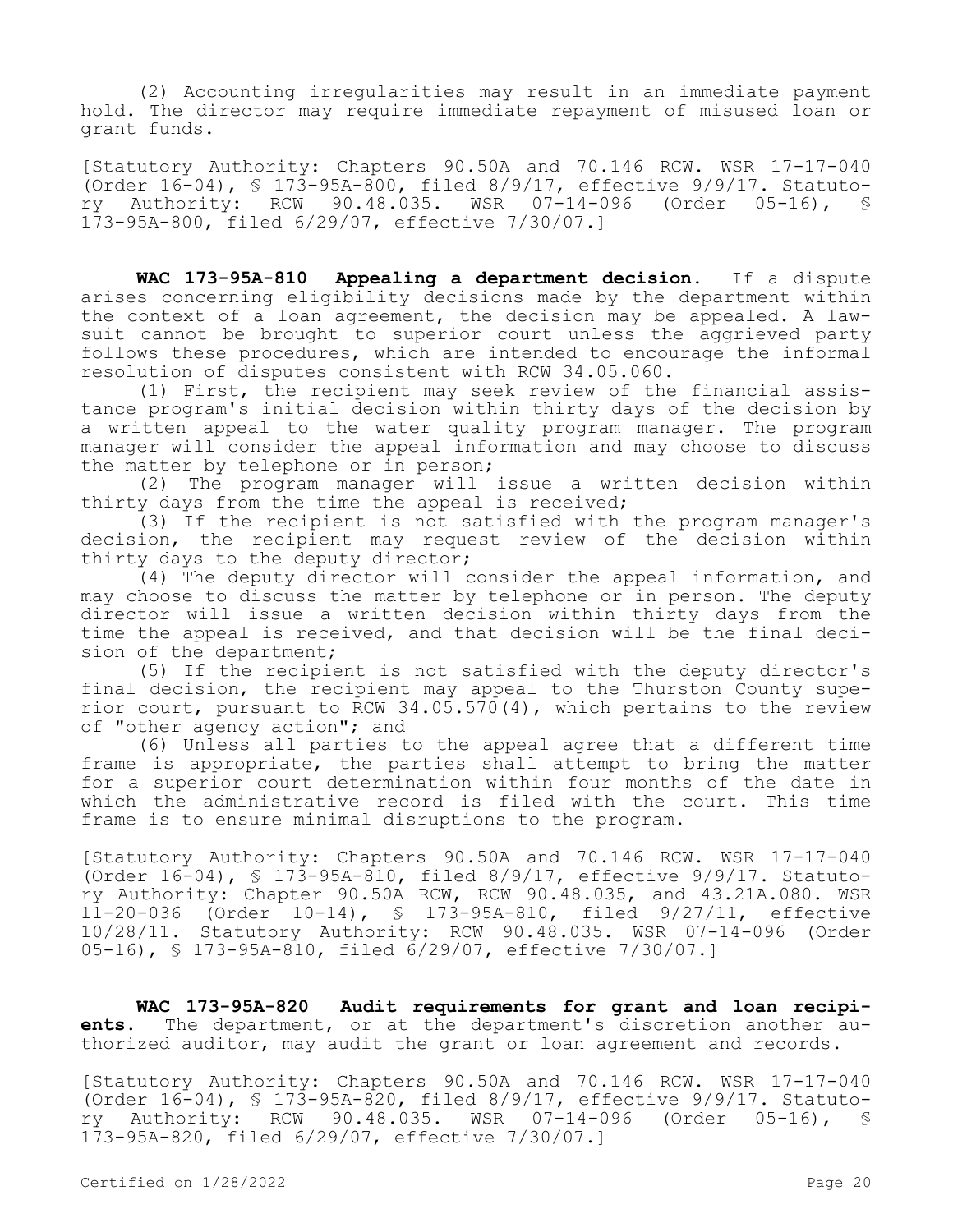(2) Accounting irregularities may result in an immediate payment hold. The director may require immediate repayment of misused loan or grant funds.

[Statutory Authority: Chapters 90.50A and 70.146 RCW. WSR 17-17-040 (Order 16-04), § 173-95A-800, filed 8/9/17, effective 9/9/17. Statutory Authority: RCW 90.48.035. WSR 07-14-096 (Order 05-16), § 173-95A-800, filed 6/29/07, effective 7/30/07.]

**WAC 173-95A-810 Appealing a department decision.** If a dispute arises concerning eligibility decisions made by the department within the context of a loan agreement, the decision may be appealed. A lawsuit cannot be brought to superior court unless the aggrieved party follows these procedures, which are intended to encourage the informal resolution of disputes consistent with RCW 34.05.060.

(1) First, the recipient may seek review of the financial assistance program's initial decision within thirty days of the decision by a written appeal to the water quality program manager. The program manager will consider the appeal information and may choose to discuss the matter by telephone or in person;

(2) The program manager will issue a written decision within thirty days from the time the appeal is received;

(3) If the recipient is not satisfied with the program manager's decision, the recipient may request review of the decision within thirty days to the deputy director;

(4) The deputy director will consider the appeal information, and may choose to discuss the matter by telephone or in person. The deputy director will issue a written decision within thirty days from the time the appeal is received, and that decision will be the final decision of the department;

(5) If the recipient is not satisfied with the deputy director's final decision, the recipient may appeal to the Thurston County superior court, pursuant to RCW 34.05.570(4), which pertains to the review of "other agency action"; and

(6) Unless all parties to the appeal agree that a different time frame is appropriate, the parties shall attempt to bring the matter for a superior court determination within four months of the date in which the administrative record is filed with the court. This time frame is to ensure minimal disruptions to the program.

[Statutory Authority: Chapters 90.50A and 70.146 RCW. WSR 17-17-040 (Order 16-04), § 173-95A-810, filed 8/9/17, effective 9/9/17. Statutory Authority: Chapter 90.50A RCW, RCW 90.48.035, and 43.21A.080. WSR 11-20-036 (Order 10-14), § 173-95A-810, filed 9/27/11, effective 10/28/11. Statutory Authority: RCW 90.48.035. WSR 07-14-096 (Order 05-16), § 173-95A-810, filed 6/29/07, effective 7/30/07.]

**WAC 173-95A-820 Audit requirements for grant and loan recipients.** The department, or at the department's discretion another authorized auditor, may audit the grant or loan agreement and records.

[Statutory Authority: Chapters 90.50A and 70.146 RCW. WSR 17-17-040 (Order 16-04), § 173-95A-820, filed 8/9/17, effective 9/9/17. Statutory Authority: RCW 90.48.035. WSR 07-14-096 (Order 05-16), § 173-95A-820, filed 6/29/07, effective 7/30/07.]